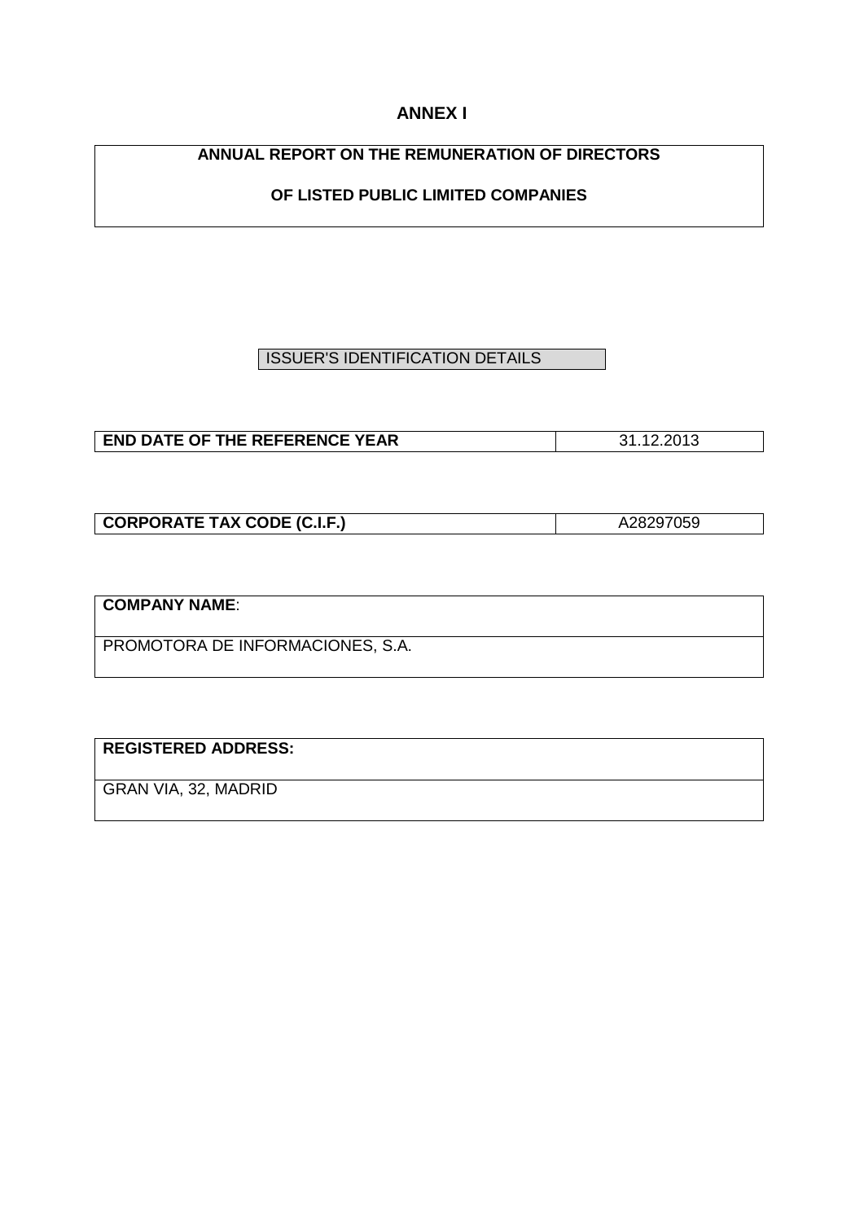# ANNEX I

## ANNUAL REPORT ON THE REMUNERATION OF DIRECTORS

## OF LISTED PUBLIC LIMITED COMPANIES

ISSUER'S IDENTIFICATION DETAILS

| **END DATE OF THE REFERENCE YEAR** | 31.12.2013 |
|---|---|

| **CORPORATE TAX CODE (C.I.F.)** | A28297059 |
|---|---|

| **COMPANY NAME**: |
|---|
| PROMOTORA DE INFORMACIONES, S.A. |

| **REGISTERED ADDRESS:** |
|---|
| GRAN VIA, 32, MADRID |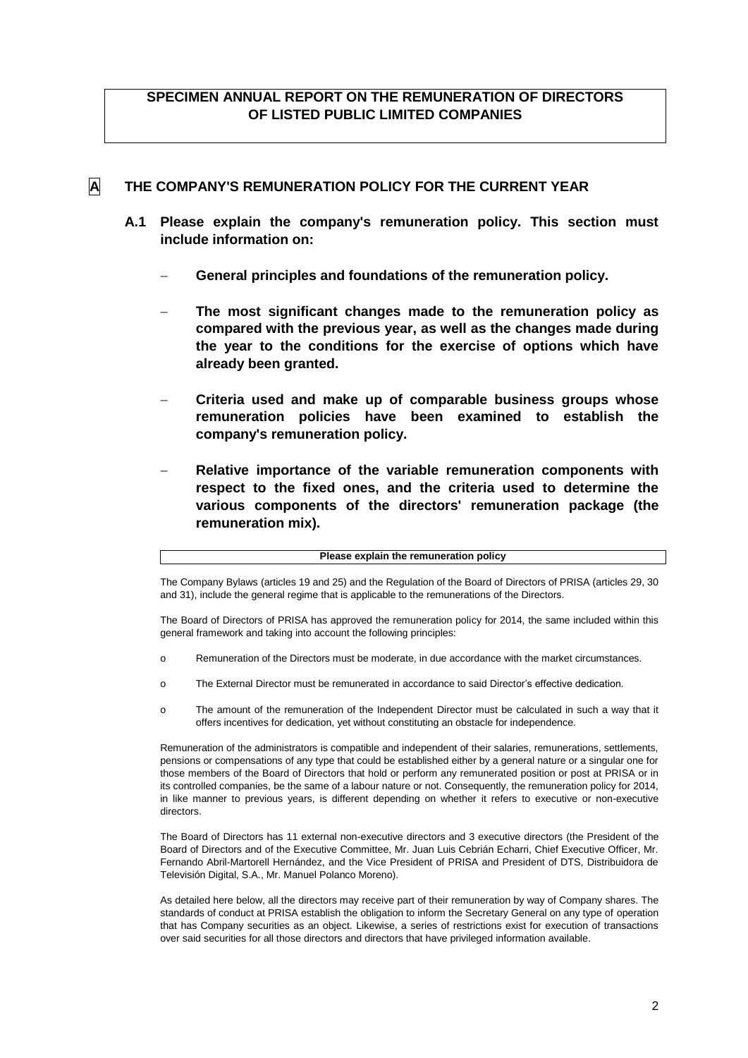# SPECIMEN ANNUAL REPORT ON THE REMUNERATION OF DIRECTORS OF LISTED PUBLIC LIMITED COMPANIES

## A THE COMPANY'S REMUNERATION POLICY FOR THE CURRENT YEAR

### A.1 Please explain the company's remuneration policy. This section must include information on:

- **General principles and foundations of the remuneration policy.**
- **The most significant changes made to the remuneration policy as compared with the previous year, as well as the changes made during the year to the conditions for the exercise of options which have already been granted.**
- **Criteria used and make up of comparable business groups whose remuneration policies have been examined to establish the company's remuneration policy.**
- **Relative importance of the variable remuneration components with respect to the fixed ones, and the criteria used to determine the various components of the directors' remuneration package (the remuneration mix).**

| Please explain the remuneration policy |
|---|

The Company Bylaws (articles 19 and 25) and the Regulation of the Board of Directors of PRISA (articles 29, 30 and 31), include the general regime that is applicable to the remunerations of the Directors.

The Board of Directors of PRISA has approved the remuneration policy for 2014, the same included within this general framework and taking into account the following principles:

- Remuneration of the Directors must be moderate, in due accordance with the market circumstances.
- The External Director must be remunerated in accordance to said Director's effective dedication.
- The amount of the remuneration of the Independent Director must be calculated in such a way that it offers incentives for dedication, yet without constituting an obstacle for independence.

Remuneration of the administrators is compatible and independent of their salaries, remunerations, settlements, pensions or compensations of any type that could be established either by a general nature or a singular one for those members of the Board of Directors that hold or perform any remunerated position or post at PRISA or in its controlled companies, be the same of a labour nature or not. Consequently, the remuneration policy for 2014, in like manner to previous years, is different depending on whether it refers to executive or non-executive directors.

The Board of Directors has 11 external non-executive directors and 3 executive directors (the President of the Board of Directors and of the Executive Committee, Mr. Juan Luis Cebrián Echarri, Chief Executive Officer, Mr. Fernando Abril-Martorell Hernández, and the Vice President of PRISA and President of DTS, Distribuidora de Televisión Digital, S.A., Mr. Manuel Polanco Moreno).

As detailed here below, all the directors may receive part of their remuneration by way of Company shares. The standards of conduct at PRISA establish the obligation to inform the Secretary General on any type of operation that has Company securities as an object. Likewise, a series of restrictions exist for execution of transactions over said securities for all those directors and directors that have privileged information available.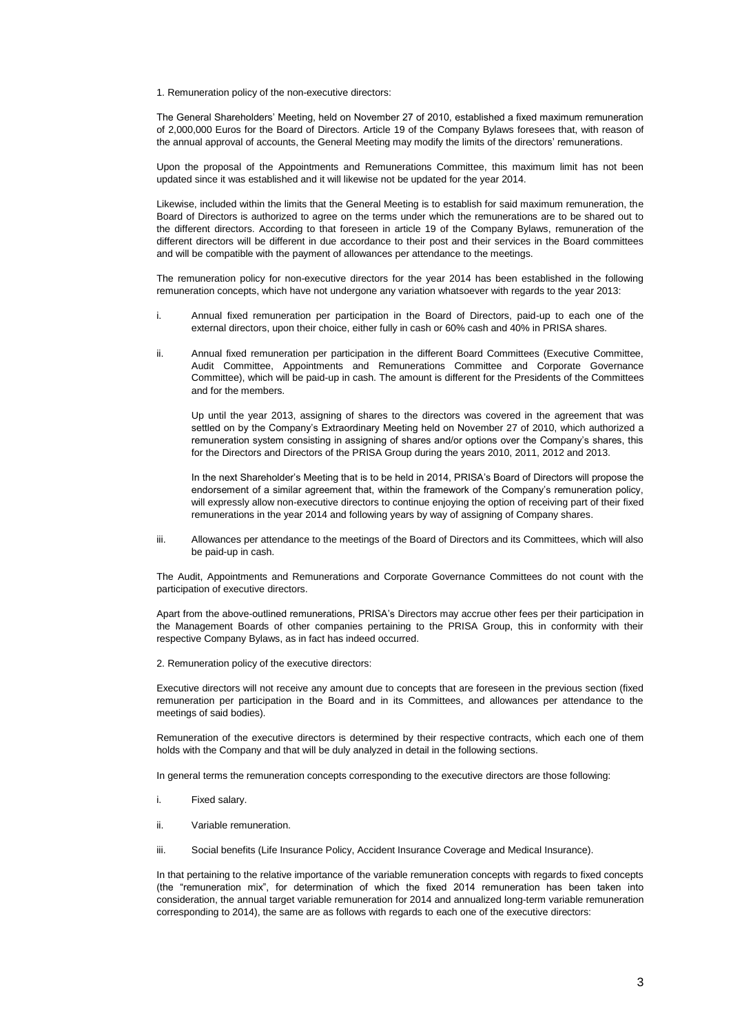1. Remuneration policy of the non-executive directors:

The General Shareholders' Meeting, held on November 27 of 2010, established a fixed maximum remuneration of 2,000,000 Euros for the Board of Directors. Article 19 of the Company Bylaws foresees that, with reason of the annual approval of accounts, the General Meeting may modify the limits of the directors' remunerations.

Upon the proposal of the Appointments and Remunerations Committee, this maximum limit has not been updated since it was established and it will likewise not be updated for the year 2014.

Likewise, included within the limits that the General Meeting is to establish for said maximum remuneration, the Board of Directors is authorized to agree on the terms under which the remunerations are to be shared out to the different directors. According to that foreseen in article 19 of the Company Bylaws, remuneration of the different directors will be different in due accordance to their post and their services in the Board committees and will be compatible with the payment of allowances per attendance to the meetings.

The remuneration policy for non-executive directors for the year 2014 has been established in the following remuneration concepts, which have not undergone any variation whatsoever with regards to the year 2013:

i. Annual fixed remuneration per participation in the Board of Directors, paid-up to each one of the external directors, upon their choice, either fully in cash or 60% cash and 40% in PRISA shares.

ii. Annual fixed remuneration per participation in the different Board Committees (Executive Committee, Audit Committee, Appointments and Remunerations Committee and Corporate Governance Committee), which will be paid-up in cash. The amount is different for the Presidents of the Committees and for the members.

   Up until the year 2013, assigning of shares to the directors was covered in the agreement that was settled on by the Company's Extraordinary Meeting held on November 27 of 2010, which authorized a remuneration system consisting in assigning of shares and/or options over the Company's shares, this for the Directors and Directors of the PRISA Group during the years 2010, 2011, 2012 and 2013.

   In the next Shareholder's Meeting that is to be held in 2014, PRISA's Board of Directors will propose the endorsement of a similar agreement that, within the framework of the Company's remuneration policy, will expressly allow non-executive directors to continue enjoying the option of receiving part of their fixed remunerations in the year 2014 and following years by way of assigning of Company shares.

iii. Allowances per attendance to the meetings of the Board of Directors and its Committees, which will also be paid-up in cash.

The Audit, Appointments and Remunerations and Corporate Governance Committees do not count with the participation of executive directors.

Apart from the above-outlined remunerations, PRISA's Directors may accrue other fees per their participation in the Management Boards of other companies pertaining to the PRISA Group, this in conformity with their respective Company Bylaws, as in fact has indeed occurred.

2. Remuneration policy of the executive directors:

Executive directors will not receive any amount due to concepts that are foreseen in the previous section (fixed remuneration per participation in the Board and in its Committees, and allowances per attendance to the meetings of said bodies).

Remuneration of the executive directors is determined by their respective contracts, which each one of them holds with the Company and that will be duly analyzed in detail in the following sections.

In general terms the remuneration concepts corresponding to the executive directors are those following:

i. Fixed salary.

ii. Variable remuneration.

iii. Social benefits (Life Insurance Policy, Accident Insurance Coverage and Medical Insurance).

In that pertaining to the relative importance of the variable remuneration concepts with regards to fixed concepts (the "remuneration mix", for determination of which the fixed 2014 remuneration has been taken into consideration, the annual target variable remuneration for 2014 and annualized long-term variable remuneration corresponding to 2014), the same are as follows with regards to each one of the executive directors: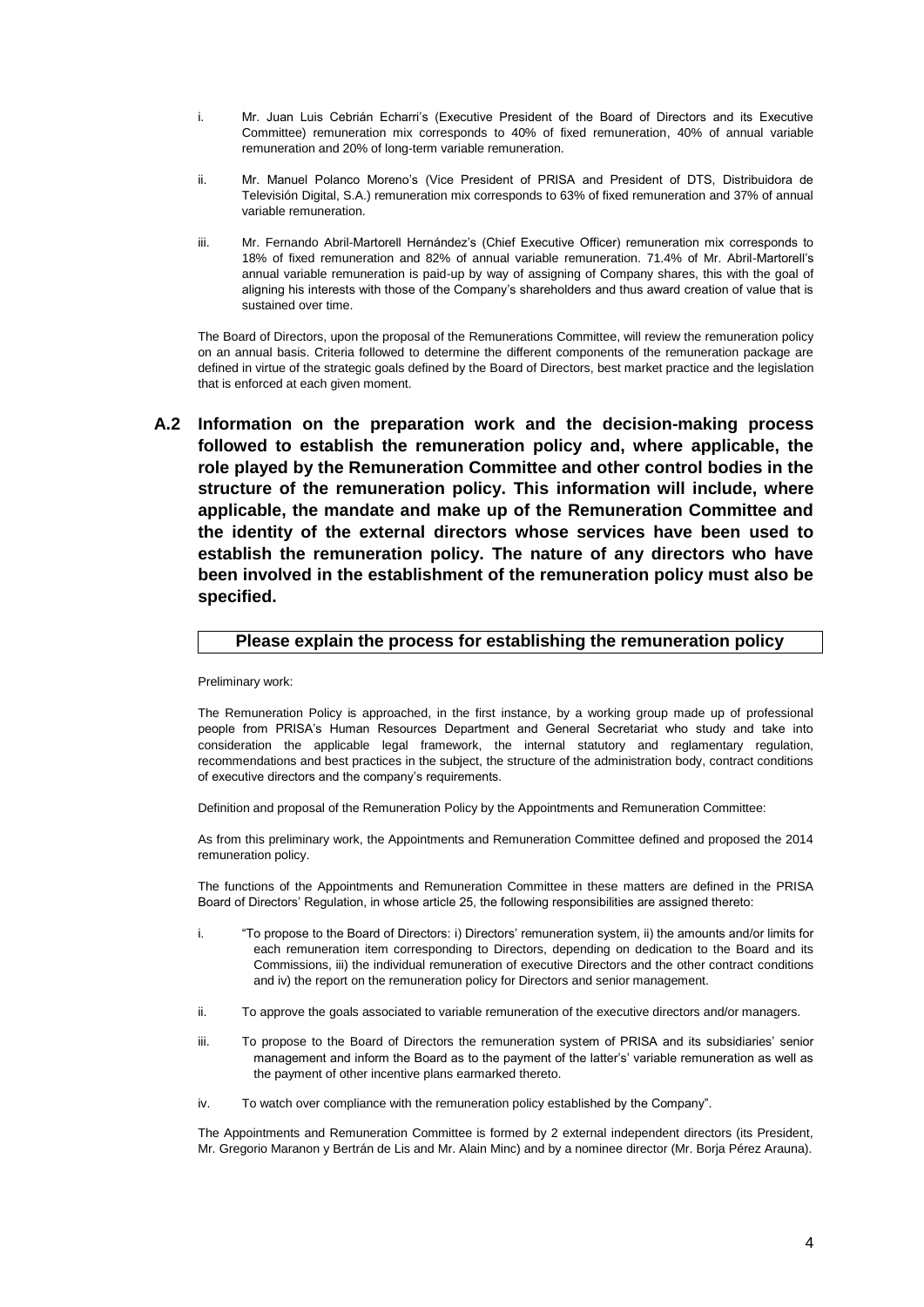i. Mr. Juan Luis Cebrián Echarri's (Executive President of the Board of Directors and its Executive Committee) remuneration mix corresponds to 40% of fixed remuneration, 40% of annual variable remuneration and 20% of long-term variable remuneration.

ii. Mr. Manuel Polanco Moreno's (Vice President of PRISA and President of DTS, Distribuidora de Televisión Digital, S.A.) remuneration mix corresponds to 63% of fixed remuneration and 37% of annual variable remuneration.

iii. Mr. Fernando Abril-Martorell Hernández's (Chief Executive Officer) remuneration mix corresponds to 18% of fixed remuneration and 82% of annual variable remuneration. 71.4% of Mr. Abril-Martorell's annual variable remuneration is paid-up by way of assigning of Company shares, this with the goal of aligning his interests with those of the Company's shareholders and thus award creation of value that is sustained over time.

The Board of Directors, upon the proposal of the Remunerations Committee, will review the remuneration policy on an annual basis. Criteria followed to determine the different components of the remuneration package are defined in virtue of the strategic goals defined by the Board of Directors, best market practice and the legislation that is enforced at each given moment.

## A.2 Information on the preparation work and the decision-making process followed to establish the remuneration policy and, where applicable, the role played by the Remuneration Committee and other control bodies in the structure of the remuneration policy. This information will include, where applicable, the mandate and make up of the Remuneration Committee and the identity of the external directors whose services have been used to establish the remuneration policy. The nature of any directors who have been involved in the establishment of the remuneration policy must also be specified.

**Please explain the process for establishing the remuneration policy**

Preliminary work:

The Remuneration Policy is approached, in the first instance, by a working group made up of professional people from PRISA's Human Resources Department and General Secretariat who study and take into consideration the applicable legal framework, the internal statutory and reglamentary regulation, recommendations and best practices in the subject, the structure of the administration body, contract conditions of executive directors and the company's requirements.

Definition and proposal of the Remuneration Policy by the Appointments and Remuneration Committee:

As from this preliminary work, the Appointments and Remuneration Committee defined and proposed the 2014 remuneration policy.

The functions of the Appointments and Remuneration Committee in these matters are defined in the PRISA Board of Directors' Regulation, in whose article 25, the following responsibilities are assigned thereto:

i. "To propose to the Board of Directors: i) Directors' remuneration system, ii) the amounts and/or limits for each remuneration item corresponding to Directors, depending on dedication to the Board and its Commissions, iii) the individual remuneration of executive Directors and the other contract conditions and iv) the report on the remuneration policy for Directors and senior management.

ii. To approve the goals associated to variable remuneration of the executive directors and/or managers.

iii. To propose to the Board of Directors the remuneration system of PRISA and its subsidiaries' senior management and inform the Board as to the payment of the latter's' variable remuneration as well as the payment of other incentive plans earmarked thereto.

iv. To watch over compliance with the remuneration policy established by the Company".

The Appointments and Remuneration Committee is formed by 2 external independent directors (its President, Mr. Gregorio Maranon y Bertrán de Lis and Mr. Alain Minc) and by a nominee director (Mr. Borja Pérez Arauna).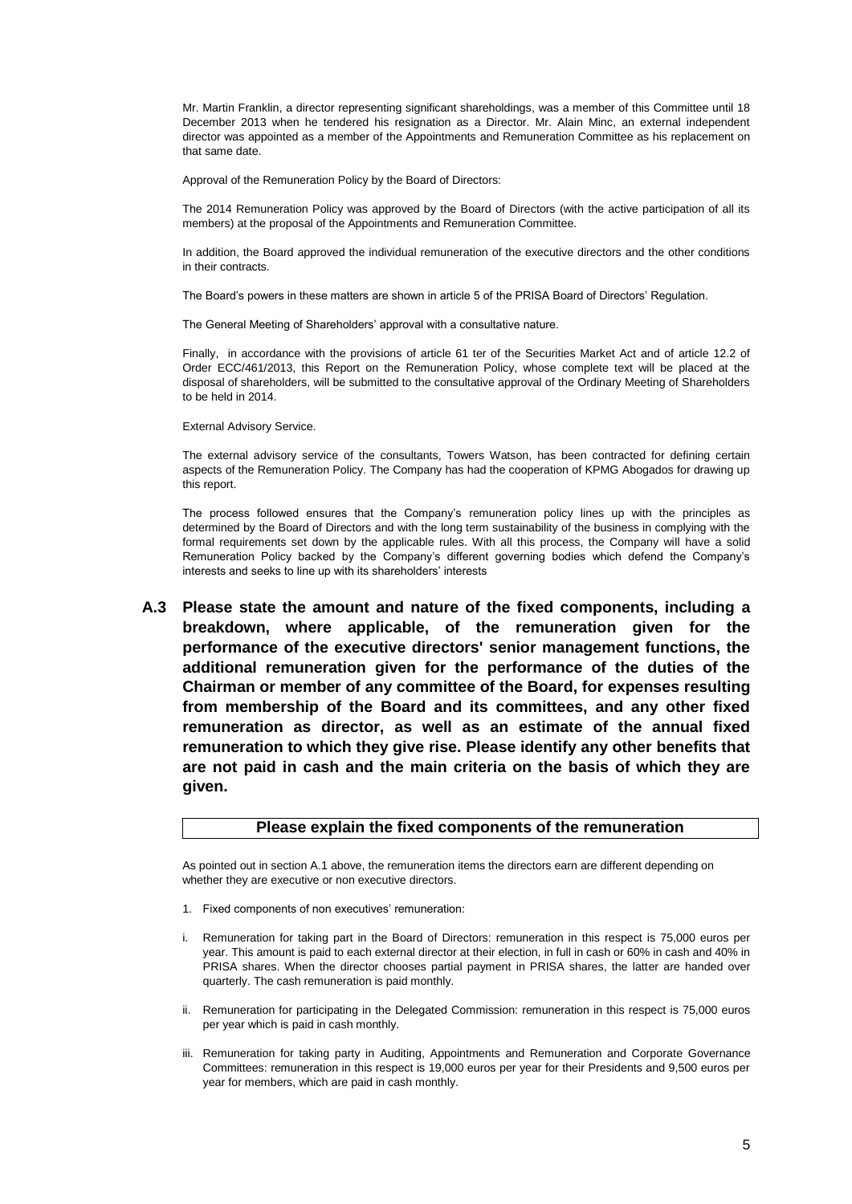Mr. Martin Franklin, a director representing significant shareholdings, was a member of this Committee until 18 December 2013 when he tendered his resignation as a Director. Mr. Alain Minc, an external independent director was appointed as a member of the Appointments and Remuneration Committee as his replacement on that same date.

Approval of the Remuneration Policy by the Board of Directors:

The 2014 Remuneration Policy was approved by the Board of Directors (with the active participation of all its members) at the proposal of the Appointments and Remuneration Committee.

In addition, the Board approved the individual remuneration of the executive directors and the other conditions in their contracts.

The Board's powers in these matters are shown in article 5 of the PRISA Board of Directors' Regulation.

The General Meeting of Shareholders' approval with a consultative nature.

Finally, in accordance with the provisions of article 61 ter of the Securities Market Act and of article 12.2 of Order ECC/461/2013, this Report on the Remuneration Policy, whose complete text will be placed at the disposal of shareholders, will be submitted to the consultative approval of the Ordinary Meeting of Shareholders to be held in 2014.

External Advisory Service.

The external advisory service of the consultants, Towers Watson, has been contracted for defining certain aspects of the Remuneration Policy. The Company has had the cooperation of KPMG Abogados for drawing up this report.

The process followed ensures that the Company's remuneration policy lines up with the principles as determined by the Board of Directors and with the long term sustainability of the business in complying with the formal requirements set down by the applicable rules. With all this process, the Company will have a solid Remuneration Policy backed by the Company's different governing bodies which defend the Company's interests and seeks to line up with its shareholders' interests

## A.3 Please state the amount and nature of the fixed components, including a breakdown, where applicable, of the remuneration given for the performance of the executive directors' senior management functions, the additional remuneration given for the performance of the duties of the Chairman or member of any committee of the Board, for expenses resulting from membership of the Board and its committees, and any other fixed remuneration as director, as well as an estimate of the annual fixed remuneration to which they give rise. Please identify any other benefits that are not paid in cash and the main criteria on the basis of which they are given.

| Please explain the fixed components of the remuneration |
|---|

As pointed out in section A.1 above, the remuneration items the directors earn are different depending on whether they are executive or non executive directors.

1. Fixed components of non executives' remuneration:

i. Remuneration for taking part in the Board of Directors: remuneration in this respect is 75,000 euros per year. This amount is paid to each external director at their election, in full in cash or 60% in cash and 40% in PRISA shares. When the director chooses partial payment in PRISA shares, the latter are handed over quarterly. The cash remuneration is paid monthly.

ii. Remuneration for participating in the Delegated Commission: remuneration in this respect is 75,000 euros per year which is paid in cash monthly.

iii. Remuneration for taking party in Auditing, Appointments and Remuneration and Corporate Governance Committees: remuneration in this respect is 19,000 euros per year for their Presidents and 9,500 euros per year for members, which are paid in cash monthly.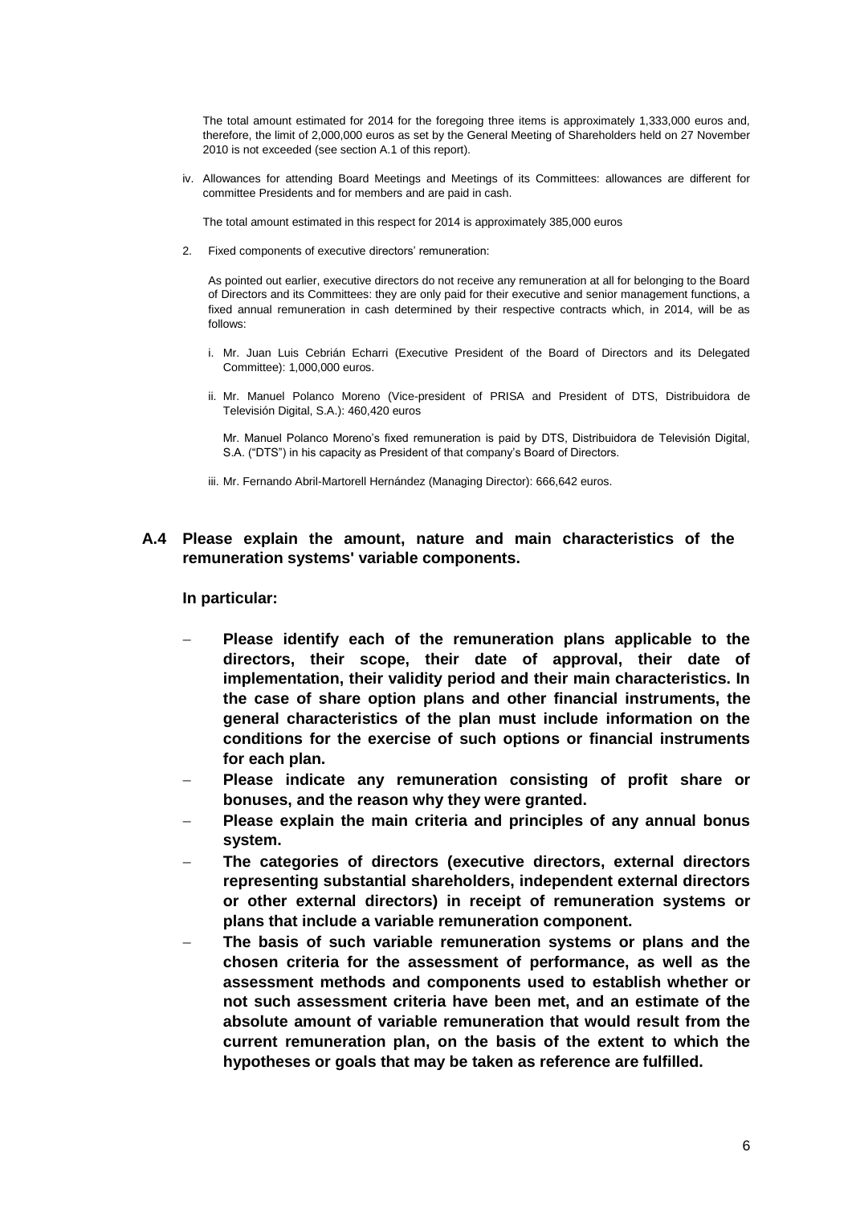The total amount estimated for 2014 for the foregoing three items is approximately 1,333,000 euros and, therefore, the limit of 2,000,000 euros as set by the General Meeting of Shareholders held on 27 November 2010 is not exceeded (see section A.1 of this report).

iv. Allowances for attending Board Meetings and Meetings of its Committees: allowances are different for committee Presidents and for members and are paid in cash.

The total amount estimated in this respect for 2014 is approximately 385,000 euros

2. Fixed components of executive directors' remuneration:

As pointed out earlier, executive directors do not receive any remuneration at all for belonging to the Board of Directors and its Committees: they are only paid for their executive and senior management functions, a fixed annual remuneration in cash determined by their respective contracts which, in 2014, will be as follows:

i. Mr. Juan Luis Cebrián Echarri (Executive President of the Board of Directors and its Delegated Committee): 1,000,000 euros.

ii. Mr. Manuel Polanco Moreno (Vice-president of PRISA and President of DTS, Distribuidora de Televisión Digital, S.A.): 460,420 euros

Mr. Manuel Polanco Moreno's fixed remuneration is paid by DTS, Distribuidora de Televisión Digital, S.A. ("DTS") in his capacity as President of that company's Board of Directors.

iii. Mr. Fernando Abril-Martorell Hernández (Managing Director): 666,642 euros.

## A.4 Please explain the amount, nature and main characteristics of the remuneration systems' variable components.

**In particular:**

- **Please identify each of the remuneration plans applicable to the directors, their scope, their date of approval, their date of implementation, their validity period and their main characteristics. In the case of share option plans and other financial instruments, the general characteristics of the plan must include information on the conditions for the exercise of such options or financial instruments for each plan.**
- **Please indicate any remuneration consisting of profit share or bonuses, and the reason why they were granted.**
- **Please explain the main criteria and principles of any annual bonus system.**
- **The categories of directors (executive directors, external directors representing substantial shareholders, independent external directors or other external directors) in receipt of remuneration systems or plans that include a variable remuneration component.**
- **The basis of such variable remuneration systems or plans and the chosen criteria for the assessment of performance, as well as the assessment methods and components used to establish whether or not such assessment criteria have been met, and an estimate of the absolute amount of variable remuneration that would result from the current remuneration plan, on the basis of the extent to which the hypotheses or goals that may be taken as reference are fulfilled.**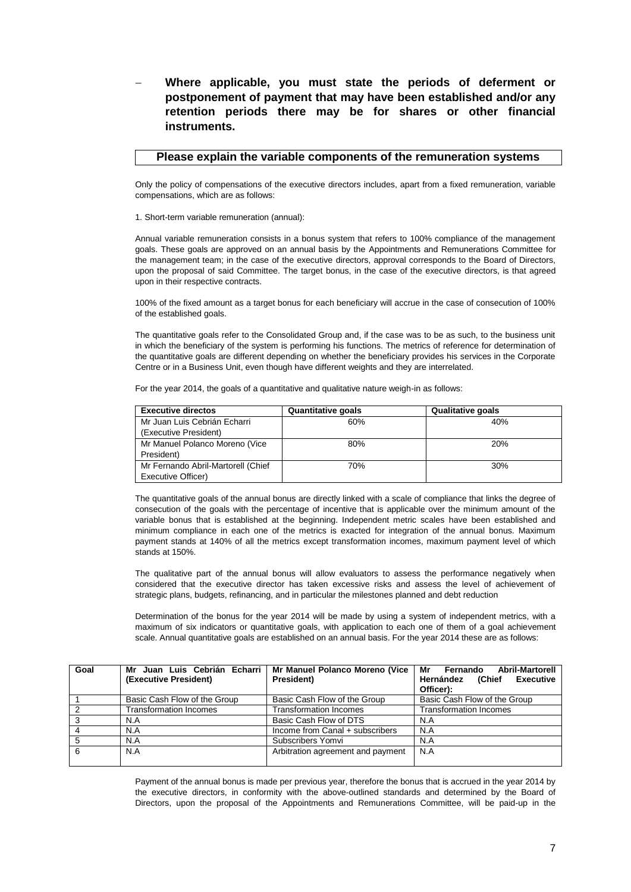- **Where applicable, you must state the periods of deferment or postponement of payment that may have been established and/or any retention periods there may be for shares or other financial instruments.**

**Please explain the variable components of the remuneration systems**

Only the policy of compensations of the executive directors includes, apart from a fixed remuneration, variable compensations, which are as follows:

1. Short-term variable remuneration (annual):

Annual variable remuneration consists in a bonus system that refers to 100% compliance of the management goals. These goals are approved on an annual basis by the Appointments and Remunerations Committee for the management team; in the case of the executive directors, approval corresponds to the Board of Directors, upon the proposal of said Committee. The target bonus, in the case of the executive directors, is that agreed upon in their respective contracts.

100% of the fixed amount as a target bonus for each beneficiary will accrue in the case of consecution of 100% of the established goals.

The quantitative goals refer to the Consolidated Group and, if the case was to be as such, to the business unit in which the beneficiary of the system is performing his functions. The metrics of reference for determination of the quantitative goals are different depending on whether the beneficiary provides his services in the Corporate Centre or in a Business Unit, even though have different weights and they are interrelated.

For the year 2014, the goals of a quantitative and qualitative nature weigh-in as follows:

| Executive directos | Quantitative goals | Qualitative goals |
|---|---|---|
| Mr Juan Luis Cebrián Echarri (Executive President) | 60% | 40% |
| Mr Manuel Polanco Moreno (Vice President) | 80% | 20% |
| Mr Fernando Abril-Martorell (Chief Executive Officer) | 70% | 30% |

The quantitative goals of the annual bonus are directly linked with a scale of compliance that links the degree of consecution of the goals with the percentage of incentive that is applicable over the minimum amount of the variable bonus that is established at the beginning. Independent metric scales have been established and minimum compliance in each one of the metrics is exacted for integration of the annual bonus. Maximum payment stands at 140% of all the metrics except transformation incomes, maximum payment level of which stands at 150%.

The qualitative part of the annual bonus will allow evaluators to assess the performance negatively when considered that the executive director has taken excessive risks and assess the level of achievement of strategic plans, budgets, refinancing, and in particular the milestones planned and debt reduction

Determination of the bonus for the year 2014 will be made by using a system of independent metrics, with a maximum of six indicators or quantitative goals, with application to each one of them of a goal achievement scale. Annual quantitative goals are established on an annual basis. For the year 2014 these are as follows:

| Goal | Mr Juan Luis Cebrián Echarri (Executive President) | Mr Manuel Polanco Moreno (Vice President) | Mr Fernando Abril-Martorell Hernández (Chief Executive Officer): |
|---|---|---|---|
| 1 | Basic Cash Flow of the Group | Basic Cash Flow of the Group | Basic Cash Flow of the Group |
| 2 | Transformation Incomes | Transformation Incomes | Transformation Incomes |
| 3 | N.A | Basic Cash Flow of DTS | N.A |
| 4 | N.A | Income from Canal + subscribers | N.A |
| 5 | N.A | Subscribers Yomvi | N.A |
| 6 | N.A | Arbitration agreement and payment | N.A |

Payment of the annual bonus is made per previous year, therefore the bonus that is accrued in the year 2014 by the executive directors, in conformity with the above-outlined standards and determined by the Board of Directors, upon the proposal of the Appointments and Remunerations Committee, will be paid-up in the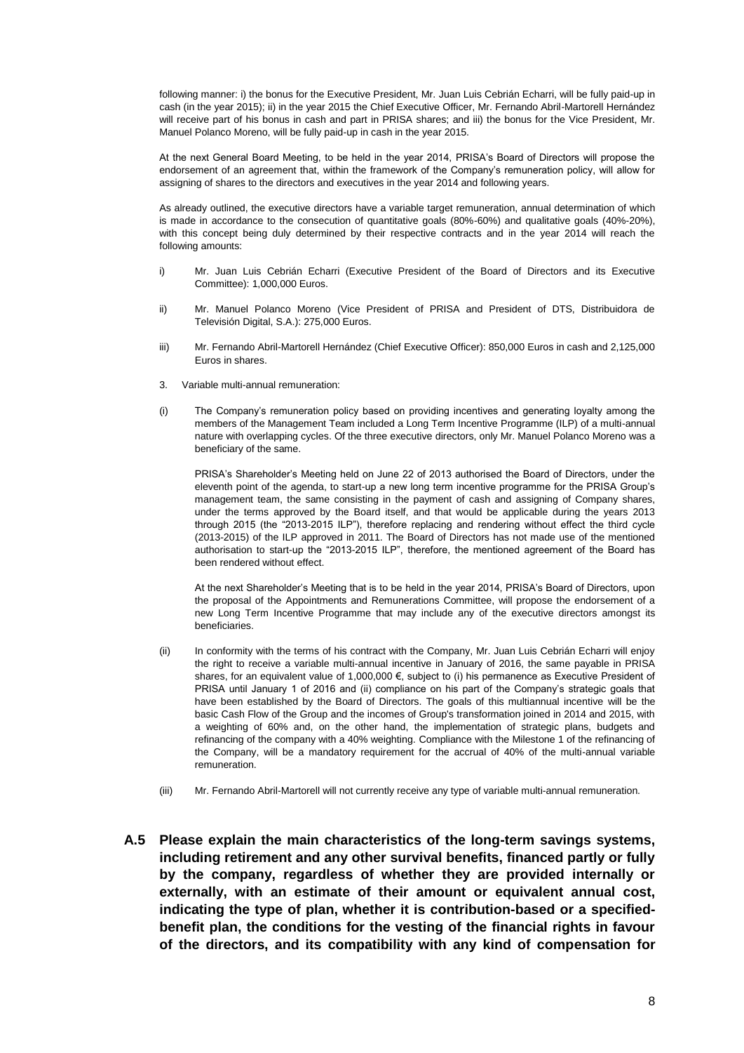following manner: i) the bonus for the Executive President, Mr. Juan Luis Cebrián Echarri, will be fully paid-up in cash (in the year 2015); ii) in the year 2015 the Chief Executive Officer, Mr. Fernando Abril-Martorell Hernández will receive part of his bonus in cash and part in PRISA shares; and iii) the bonus for the Vice President, Mr. Manuel Polanco Moreno, will be fully paid-up in cash in the year 2015.

At the next General Board Meeting, to be held in the year 2014, PRISA's Board of Directors will propose the endorsement of an agreement that, within the framework of the Company's remuneration policy, will allow for assigning of shares to the directors and executives in the year 2014 and following years.

As already outlined, the executive directors have a variable target remuneration, annual determination of which is made in accordance to the consecution of quantitative goals (80%-60%) and qualitative goals (40%-20%), with this concept being duly determined by their respective contracts and in the year 2014 will reach the following amounts:

i) Mr. Juan Luis Cebrián Echarri (Executive President of the Board of Directors and its Executive Committee): 1,000,000 Euros.

ii) Mr. Manuel Polanco Moreno (Vice President of PRISA and President of DTS, Distribuidora de Televisión Digital, S.A.): 275,000 Euros.

iii) Mr. Fernando Abril-Martorell Hernández (Chief Executive Officer): 850,000 Euros in cash and 2,125,000 Euros in shares.

3. Variable multi-annual remuneration:

(i) The Company's remuneration policy based on providing incentives and generating loyalty among the members of the Management Team included a Long Term Incentive Programme (ILP) of a multi-annual nature with overlapping cycles. Of the three executive directors, only Mr. Manuel Polanco Moreno was a beneficiary of the same.

PRISA's Shareholder's Meeting held on June 22 of 2013 authorised the Board of Directors, under the eleventh point of the agenda, to start-up a new long term incentive programme for the PRISA Group's management team, the same consisting in the payment of cash and assigning of Company shares, under the terms approved by the Board itself, and that would be applicable during the years 2013 through 2015 (the "2013-2015 ILP"), therefore replacing and rendering without effect the third cycle (2013-2015) of the ILP approved in 2011. The Board of Directors has not made use of the mentioned authorisation to start-up the "2013-2015 ILP", therefore, the mentioned agreement of the Board has been rendered without effect.

At the next Shareholder's Meeting that is to be held in the year 2014, PRISA's Board of Directors, upon the proposal of the Appointments and Remunerations Committee, will propose the endorsement of a new Long Term Incentive Programme that may include any of the executive directors amongst its beneficiaries.

(ii) In conformity with the terms of his contract with the Company, Mr. Juan Luis Cebrián Echarri will enjoy the right to receive a variable multi-annual incentive in January of 2016, the same payable in PRISA shares, for an equivalent value of 1,000,000 €, subject to (i) his permanence as Executive President of PRISA until January 1 of 2016 and (ii) compliance on his part of the Company's strategic goals that have been established by the Board of Directors. The goals of this multiannual incentive will be the basic Cash Flow of the Group and the incomes of Group's transformation joined in 2014 and 2015, with a weighting of 60% and, on the other hand, the implementation of strategic plans, budgets and refinancing of the company with a 40% weighting. Compliance with the Milestone 1 of the refinancing of the Company, will be a mandatory requirement for the accrual of 40% of the multi-annual variable remuneration.

(iii) Mr. Fernando Abril-Martorell will not currently receive any type of variable multi-annual remuneration.

**A.5 Please explain the main characteristics of the long-term savings systems, including retirement and any other survival benefits, financed partly or fully by the company, regardless of whether they are provided internally or externally, with an estimate of their amount or equivalent annual cost, indicating the type of plan, whether it is contribution-based or a specified-benefit plan, the conditions for the vesting of the financial rights in favour of the directors, and its compatibility with any kind of compensation for**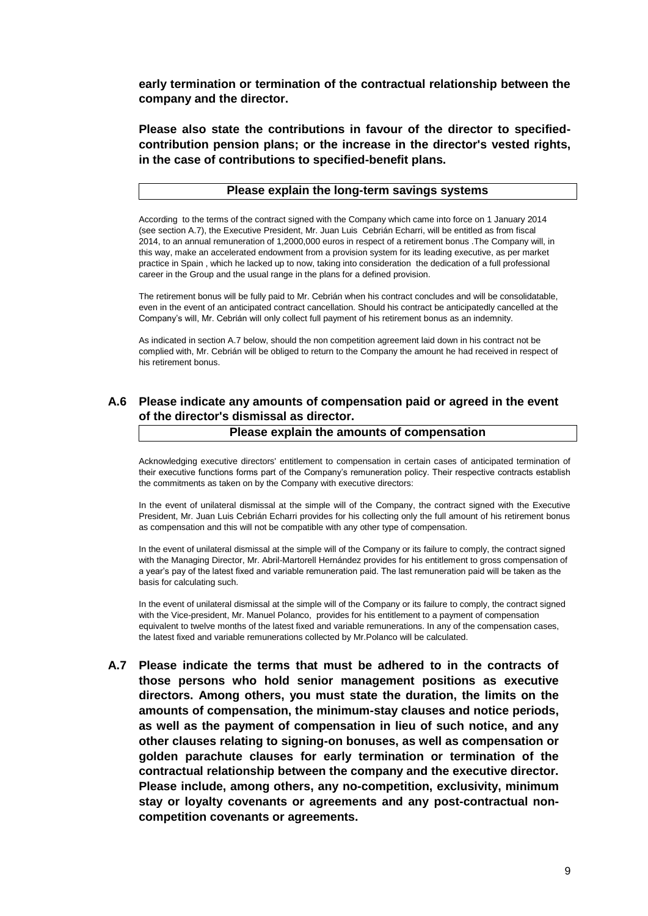**early termination or termination of the contractual relationship between the company and the director.**

**Please also state the contributions in favour of the director to specified-contribution pension plans; or the increase in the director's vested rights, in the case of contributions to specified-benefit plans.**

| Please explain the long-term savings systems |
|---|

According to the terms of the contract signed with the Company which came into force on 1 January 2014 (see section A.7), the Executive President, Mr. Juan Luis Cebrián Echarri, will be entitled as from fiscal 2014, to an annual remuneration of 1,2000,000 euros in respect of a retirement bonus .The Company will, in this way, make an accelerated endowment from a provision system for its leading executive, as per market practice in Spain , which he lacked up to now, taking into consideration the dedication of a full professional career in the Group and the usual range in the plans for a defined provision.

The retirement bonus will be fully paid to Mr. Cebrián when his contract concludes and will be consolidatable, even in the event of an anticipated contract cancellation. Should his contract be anticipatedly cancelled at the Company's will, Mr. Cebrián will only collect full payment of his retirement bonus as an indemnity.

As indicated in section A.7 below, should the non competition agreement laid down in his contract not be complied with, Mr. Cebrián will be obliged to return to the Company the amount he had received in respect of his retirement bonus.

## A.6 Please indicate any amounts of compensation paid or agreed in the event of the director's dismissal as director.

| Please explain the amounts of compensation |
|---|

Acknowledging executive directors' entitlement to compensation in certain cases of anticipated termination of their executive functions forms part of the Company's remuneration policy. Their respective contracts establish the commitments as taken on by the Company with executive directors:

In the event of unilateral dismissal at the simple will of the Company, the contract signed with the Executive President, Mr. Juan Luis Cebrián Echarri provides for his collecting only the full amount of his retirement bonus as compensation and this will not be compatible with any other type of compensation.

In the event of unilateral dismissal at the simple will of the Company or its failure to comply, the contract signed with the Managing Director, Mr. Abril-Martorell Hernández provides for his entitlement to gross compensation of a year's pay of the latest fixed and variable remuneration paid. The last remuneration paid will be taken as the basis for calculating such.

In the event of unilateral dismissal at the simple will of the Company or its failure to comply, the contract signed with the Vice-president, Mr. Manuel Polanco, provides for his entitlement to a payment of compensation equivalent to twelve months of the latest fixed and variable remunerations. In any of the compensation cases, the latest fixed and variable remunerations collected by Mr.Polanco will be calculated.

## A.7 Please indicate the terms that must be adhered to in the contracts of those persons who hold senior management positions as executive directors. Among others, you must state the duration, the limits on the amounts of compensation, the minimum-stay clauses and notice periods, as well as the payment of compensation in lieu of such notice, and any other clauses relating to signing-on bonuses, as well as compensation or golden parachute clauses for early termination or termination of the contractual relationship between the company and the executive director. Please include, among others, any no-competition, exclusivity, minimum stay or loyalty covenants or agreements and any post-contractual non-competition covenants or agreements.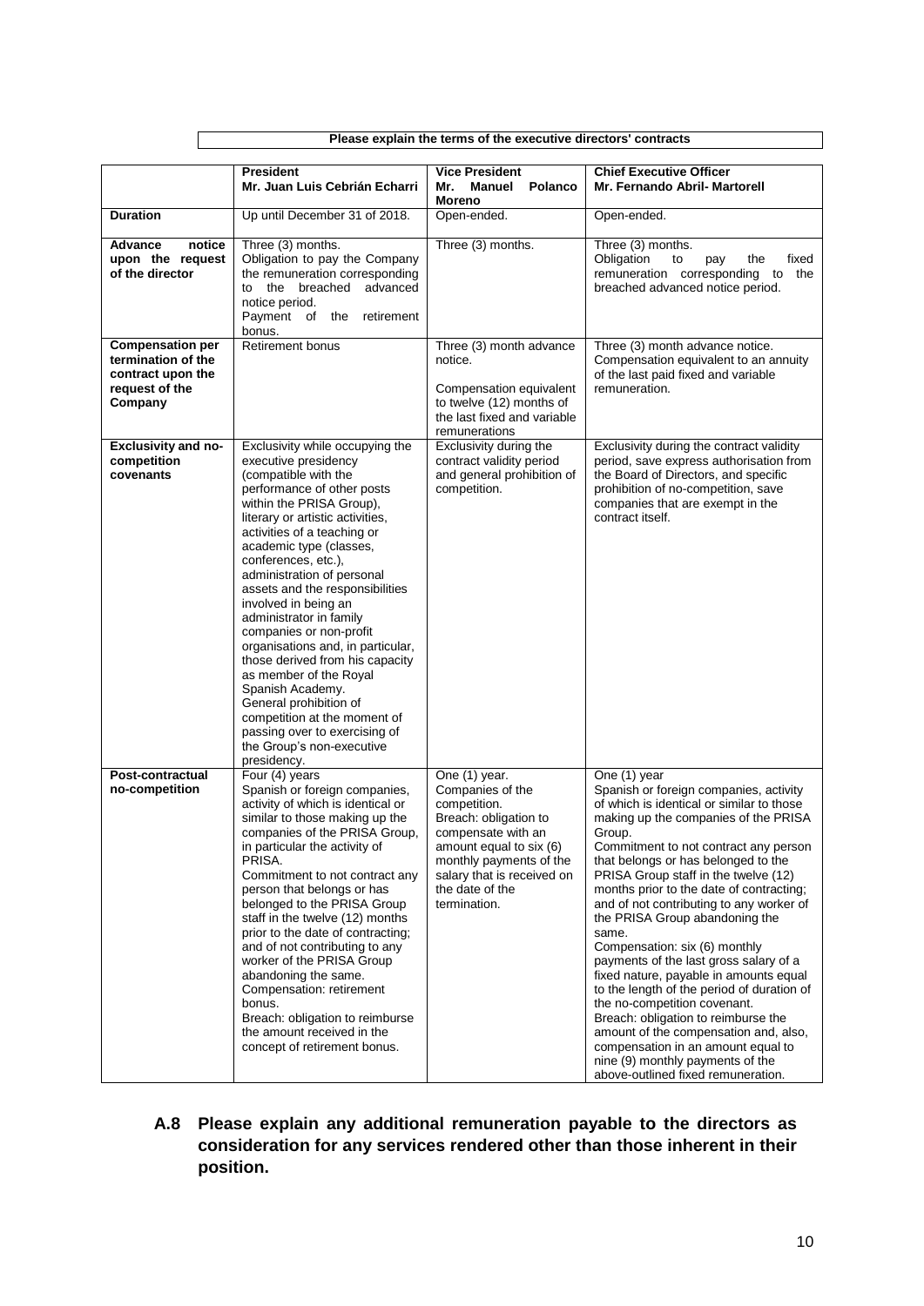**Please explain the terms of the executive directors' contracts**

| | President<br>Mr. Juan Luis Cebrián Echarri | Vice President<br>Mr. Manuel Polanco Moreno | Chief Executive Officer<br>Mr. Fernando Abril- Martorell |
|---|---|---|---|
| **Duration** | Up until December 31 of 2018. | Open-ended. | Open-ended. |
| **Advance notice upon the request of the director** | Three (3) months. Obligation to pay the Company the remuneration corresponding to the breached advanced notice period. Payment of the retirement bonus. | Three (3) months. | Three (3) months. Obligation to pay the fixed remuneration corresponding to the breached advanced notice period. |
| **Compensation per termination of the contract upon the request of the Company** | Retirement bonus | Three (3) month advance notice. Compensation equivalent to twelve (12) months of the last fixed and variable remunerations | Three (3) month advance notice. Compensation equivalent to an annuity of the last paid fixed and variable remuneration. |
| **Exclusivity and no-competition covenants** | Exclusivity while occupying the executive presidency (compatible with the performance of other posts within the PRISA Group), literary or artistic activities, activities of a teaching or academic type (classes, conferences, etc.), administration of personal assets and the responsibilities involved in being an administrator in family companies or non-profit organisations and, in particular, those derived from his capacity as member of the Royal Spanish Academy. General prohibition of competition at the moment of passing over to exercising of the Group's non-executive presidency. | Exclusivity during the contract validity period and general prohibition of competition. | Exclusivity during the contract validity period, save express authorisation from the Board of Directors, and specific prohibition of no-competition, save companies that are exempt in the contract itself. |
| **Post-contractual no-competition** | Four (4) years Spanish or foreign companies, activity of which is identical or similar to those making up the companies of the PRISA Group, in particular the activity of PRISA. Commitment to not contract any person that belongs or has belonged to the PRISA Group staff in the twelve (12) months prior to the date of contracting; and of not contributing to any worker of the PRISA Group abandoning the same. Compensation: retirement bonus. Breach: obligation to reimburse the amount received in the concept of retirement bonus. | One (1) year. Companies of the competition. Breach: obligation to compensate with an amount equal to six (6) monthly payments of the salary that is received on the date of the termination. | One (1) year Spanish or foreign companies, activity of which is identical or similar to those making up the companies of the PRISA Group. Commitment to not contract any person that belongs or has belonged to the PRISA Group staff in the twelve (12) months prior to the date of contracting; and of not contributing to any worker of the PRISA Group abandoning the same. Compensation: six (6) monthly payments of the last gross salary of a fixed nature, payable in amounts equal to the length of the period of duration of the no-competition covenant. Breach: obligation to reimburse the amount of the compensation and, also, compensation in an amount equal to nine (9) monthly payments of the above-outlined fixed remuneration. |

**A.8 Please explain any additional remuneration payable to the directors as consideration for any services rendered other than those inherent in their position.**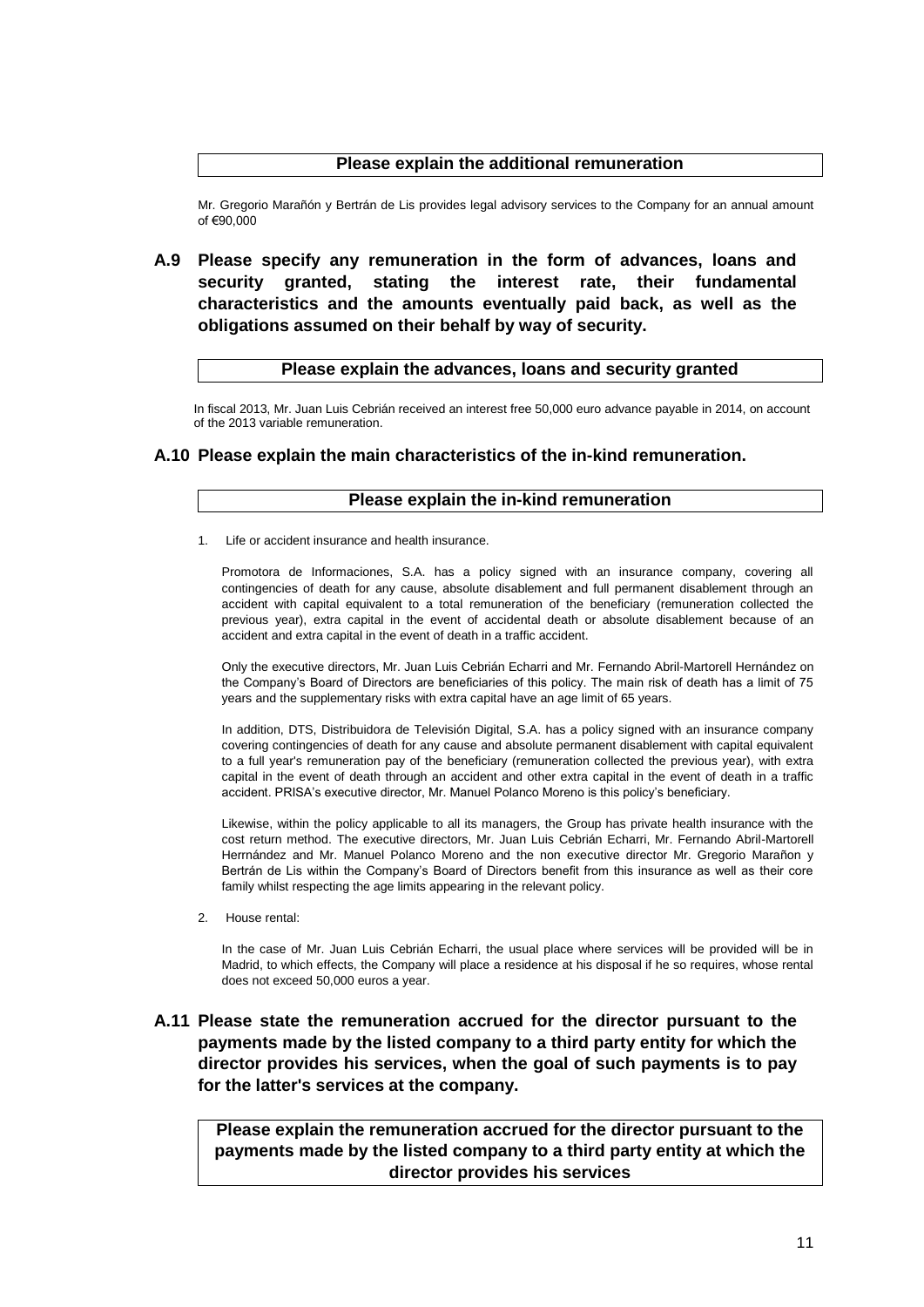**Please explain the additional remuneration**

Mr. Gregorio Marañón y Bertrán de Lis provides legal advisory services to the Company for an annual amount of €90,000

## A.9 Please specify any remuneration in the form of advances, loans and security granted, stating the interest rate, their fundamental characteristics and the amounts eventually paid back, as well as the obligations assumed on their behalf by way of security.

**Please explain the advances, loans and security granted**

In fiscal 2013, Mr. Juan Luis Cebrián received an interest free 50,000 euro advance payable in 2014, on account of the 2013 variable remuneration.

## A.10 Please explain the main characteristics of the in-kind remuneration.

**Please explain the in-kind remuneration**

1. Life or accident insurance and health insurance.

   Promotora de Informaciones, S.A. has a policy signed with an insurance company, covering all contingencies of death for any cause, absolute disablement and full permanent disablement through an accident with capital equivalent to a total remuneration of the beneficiary (remuneration collected the previous year), extra capital in the event of accidental death or absolute disablement because of an accident and extra capital in the event of death in a traffic accident.

   Only the executive directors, Mr. Juan Luis Cebrián Echarri and Mr. Fernando Abril-Martorell Hernández on the Company's Board of Directors are beneficiaries of this policy. The main risk of death has a limit of 75 years and the supplementary risks with extra capital have an age limit of 65 years.

   In addition, DTS, Distribuidora de Televisión Digital, S.A. has a policy signed with an insurance company covering contingencies of death for any cause and absolute permanent disablement with capital equivalent to a full year's remuneration pay of the beneficiary (remuneration collected the previous year), with extra capital in the event of death through an accident and other extra capital in the event of death in a traffic accident. PRISA's executive director, Mr. Manuel Polanco Moreno is this policy's beneficiary.

   Likewise, within the policy applicable to all its managers, the Group has private health insurance with the cost return method. The executive directors, Mr. Juan Luis Cebrián Echarri, Mr. Fernando Abril-Martorell Herrnández and Mr. Manuel Polanco Moreno and the non executive director Mr. Gregorio Marañon y Bertrán de Lis within the Company's Board of Directors benefit from this insurance as well as their core family whilst respecting the age limits appearing in the relevant policy.

2. House rental:

   In the case of Mr. Juan Luis Cebrián Echarri, the usual place where services will be provided will be in Madrid, to which effects, the Company will place a residence at his disposal if he so requires, whose rental does not exceed 50,000 euros a year.

## A.11 Please state the remuneration accrued for the director pursuant to the payments made by the listed company to a third party entity for which the director provides his services, when the goal of such payments is to pay for the latter's services at the company.

**Please explain the remuneration accrued for the director pursuant to the payments made by the listed company to a third party entity at which the director provides his services**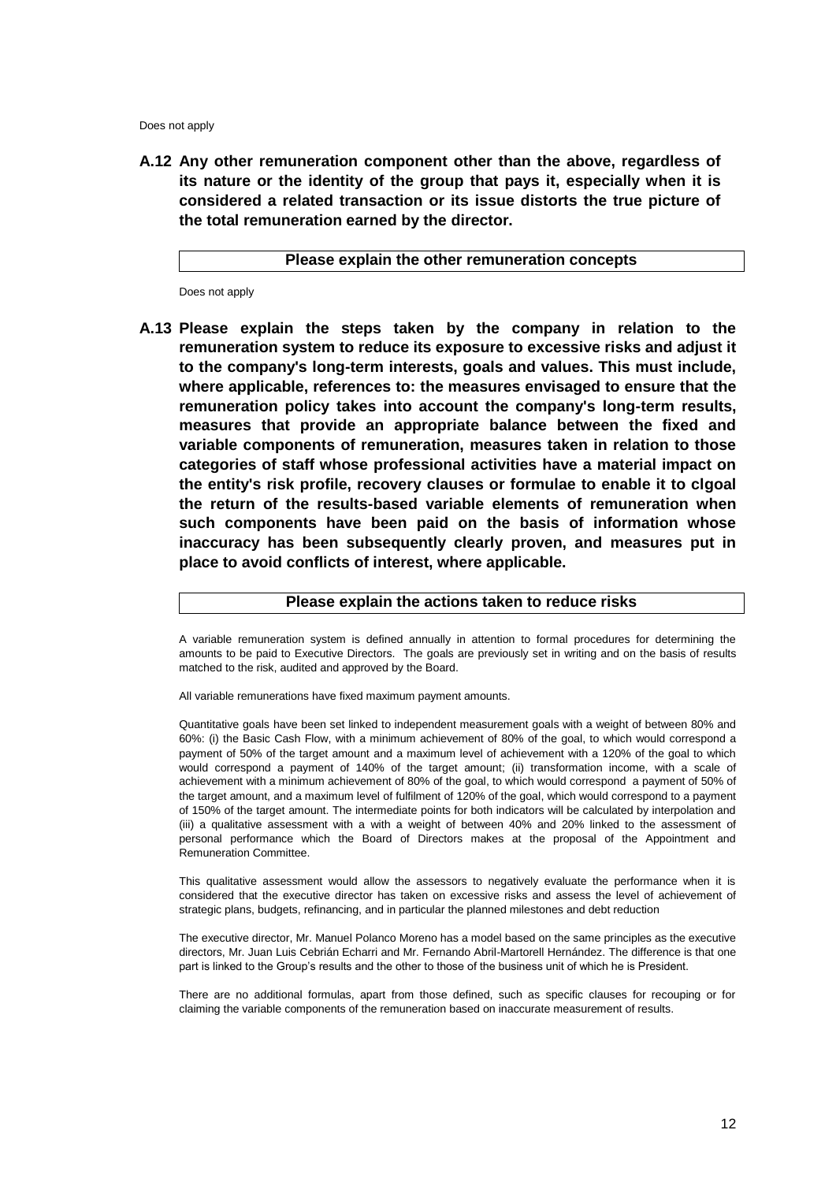Does not apply

**A.12 Any other remuneration component other than the above, regardless of its nature or the identity of the group that pays it, especially when it is considered a related transaction or its issue distorts the true picture of the total remuneration earned by the director.**

| Please explain the other remuneration concepts |
|---|

Does not apply

**A.13 Please explain the steps taken by the company in relation to the remuneration system to reduce its exposure to excessive risks and adjust it to the company's long-term interests, goals and values. This must include, where applicable, references to: the measures envisaged to ensure that the remuneration policy takes into account the company's long-term results, measures that provide an appropriate balance between the fixed and variable components of remuneration, measures taken in relation to those categories of staff whose professional activities have a material impact on the entity's risk profile, recovery clauses or formulae to enable it to clgoal the return of the results-based variable elements of remuneration when such components have been paid on the basis of information whose inaccuracy has been subsequently clearly proven, and measures put in place to avoid conflicts of interest, where applicable.**

| Please explain the actions taken to reduce risks |
|---|

A variable remuneration system is defined annually in attention to formal procedures for determining the amounts to be paid to Executive Directors. The goals are previously set in writing and on the basis of results matched to the risk, audited and approved by the Board.

All variable remunerations have fixed maximum payment amounts.

Quantitative goals have been set linked to independent measurement goals with a weight of between 80% and 60%: (i) the Basic Cash Flow, with a minimum achievement of 80% of the goal, to which would correspond a payment of 50% of the target amount and a maximum level of achievement with a 120% of the goal to which would correspond a payment of 140% of the target amount; (ii) transformation income, with a scale of achievement with a minimum achievement of 80% of the goal, to which would correspond a payment of 50% of the target amount, and a maximum level of fulfilment of 120% of the goal, which would correspond to a payment of 150% of the target amount. The intermediate points for both indicators will be calculated by interpolation and (iii) a qualitative assessment with a with a weight of between 40% and 20% linked to the assessment of personal performance which the Board of Directors makes at the proposal of the Appointment and Remuneration Committee.

This qualitative assessment would allow the assessors to negatively evaluate the performance when it is considered that the executive director has taken on excessive risks and assess the level of achievement of strategic plans, budgets, refinancing, and in particular the planned milestones and debt reduction

The executive director, Mr. Manuel Polanco Moreno has a model based on the same principles as the executive directors, Mr. Juan Luis Cebrián Echarri and Mr. Fernando Abril-Martorell Hernández. The difference is that one part is linked to the Group's results and the other to those of the business unit of which he is President.

There are no additional formulas, apart from those defined, such as specific clauses for recouping or for claiming the variable components of the remuneration based on inaccurate measurement of results.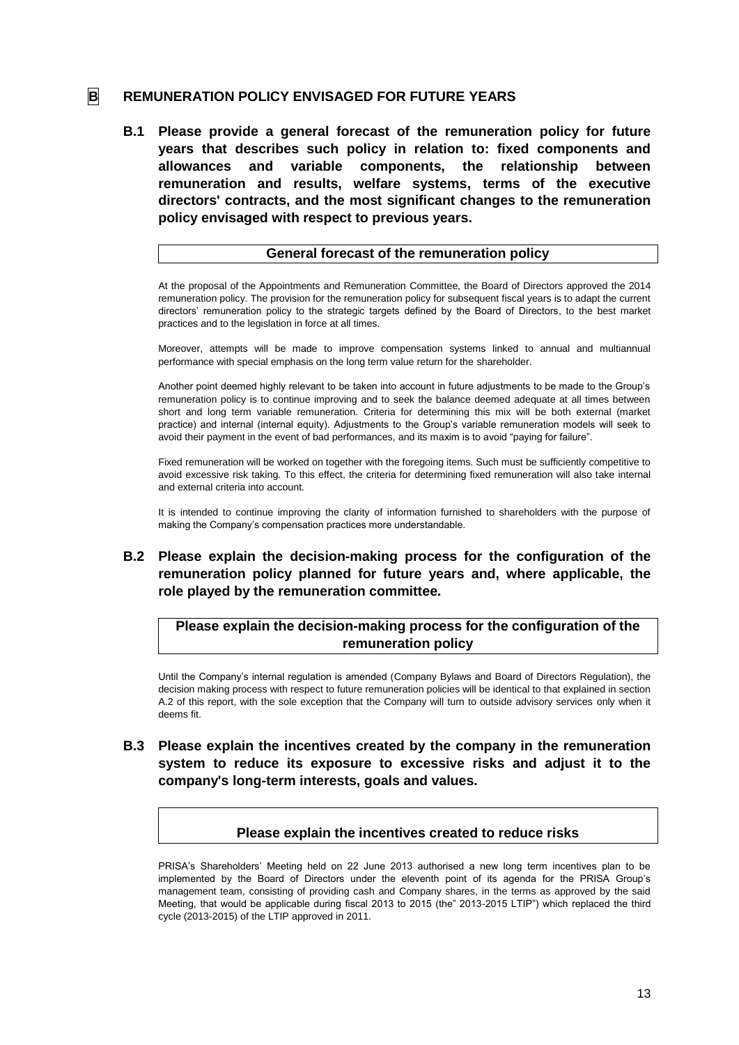# B REMUNERATION POLICY ENVISAGED FOR FUTURE YEARS

## B.1 Please provide a general forecast of the remuneration policy for future years that describes such policy in relation to: fixed components and allowances and variable components, the relationship between remuneration and results, welfare systems, terms of the executive directors' contracts, and the most significant changes to the remuneration policy envisaged with respect to previous years.

| General forecast of the remuneration policy |
|---|

At the proposal of the Appointments and Remuneration Committee, the Board of Directors approved the 2014 remuneration policy. The provision for the remuneration policy for subsequent fiscal years is to adapt the current directors' remuneration policy to the strategic targets defined by the Board of Directors, to the best market practices and to the legislation in force at all times.

Moreover, attempts will be made to improve compensation systems linked to annual and multiannual performance with special emphasis on the long term value return for the shareholder.

Another point deemed highly relevant to be taken into account in future adjustments to be made to the Group's remuneration policy is to continue improving and to seek the balance deemed adequate at all times between short and long term variable remuneration. Criteria for determining this mix will be both external (market practice) and internal (internal equity). Adjustments to the Group's variable remuneration models will seek to avoid their payment in the event of bad performances, and its maxim is to avoid "paying for failure".

Fixed remuneration will be worked on together with the foregoing items. Such must be sufficiently competitive to avoid excessive risk taking. To this effect, the criteria for determining fixed remuneration will also take internal and external criteria into account.

It is intended to continue improving the clarity of information furnished to shareholders with the purpose of making the Company's compensation practices more understandable.

## B.2 Please explain the decision-making process for the configuration of the remuneration policy planned for future years and, where applicable, the role played by the remuneration committee.

| Please explain the decision-making process for the configuration of the remuneration policy |
|---|

Until the Company's internal regulation is amended (Company Bylaws and Board of Directors Regulation), the decision making process with respect to future remuneration policies will be identical to that explained in section A.2 of this report, with the sole exception that the Company will turn to outside advisory services only when it deems fit.

## B.3 Please explain the incentives created by the company in the remuneration system to reduce its exposure to excessive risks and adjust it to the company's long-term interests, goals and values.

| Please explain the incentives created to reduce risks |
|---|

PRISA's Shareholders' Meeting held on 22 June 2013 authorised a new long term incentives plan to be implemented by the Board of Directors under the eleventh point of its agenda for the PRISA Group's management team, consisting of providing cash and Company shares, in the terms as approved by the said Meeting, that would be applicable during fiscal 2013 to 2015 (the" 2013-2015 LTIP") which replaced the third cycle (2013-2015) of the LTIP approved in 2011.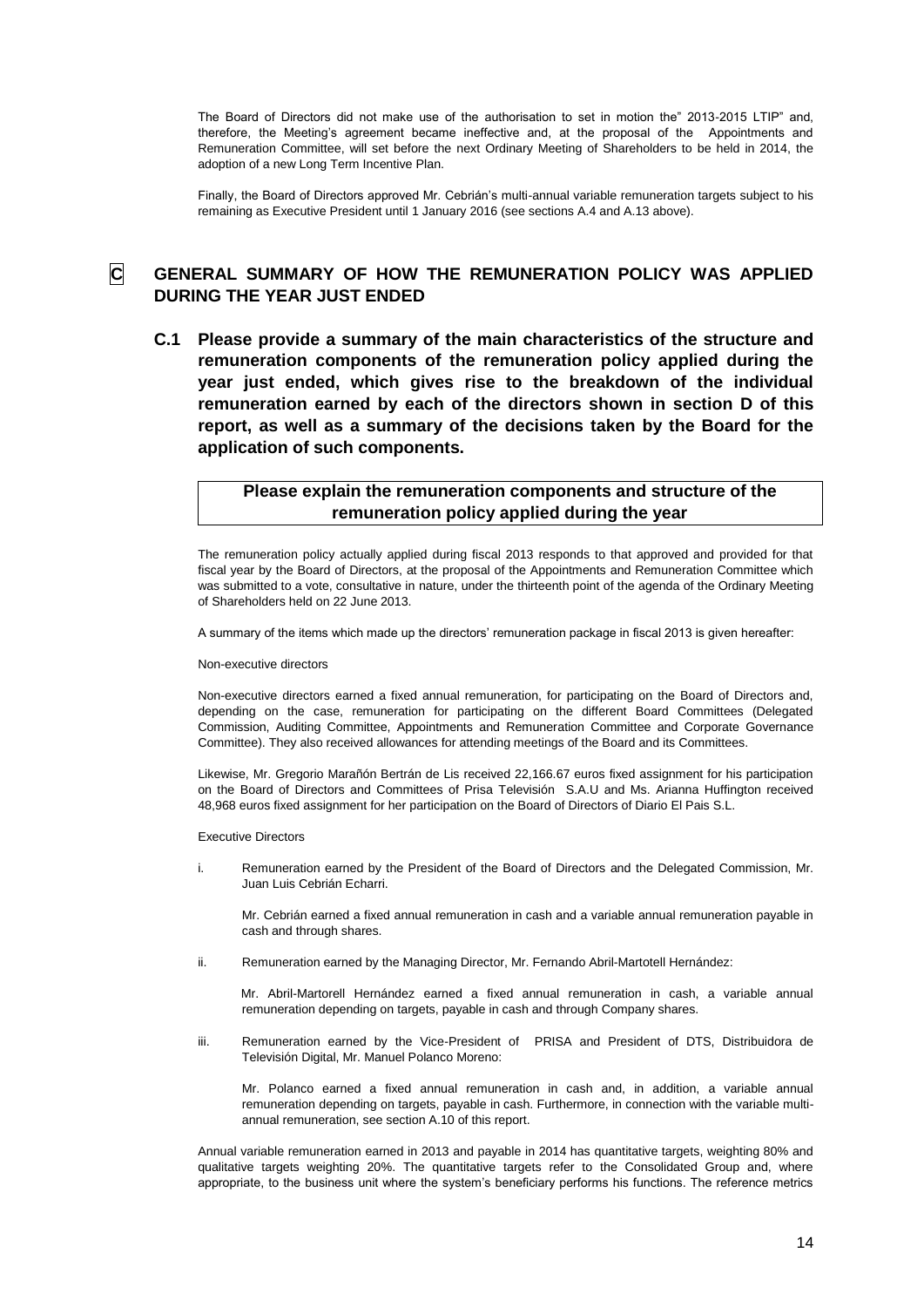The Board of Directors did not make use of the authorisation to set in motion the" 2013-2015 LTIP" and, therefore, the Meeting's agreement became ineffective and, at the proposal of the Appointments and Remuneration Committee, will set before the next Ordinary Meeting of Shareholders to be held in 2014, the adoption of a new Long Term Incentive Plan.

Finally, the Board of Directors approved Mr. Cebrián's multi-annual variable remuneration targets subject to his remaining as Executive President until 1 January 2016 (see sections A.4 and A.13 above).

# C GENERAL SUMMARY OF HOW THE REMUNERATION POLICY WAS APPLIED DURING THE YEAR JUST ENDED

## C.1 Please provide a summary of the main characteristics of the structure and remuneration components of the remuneration policy applied during the year just ended, which gives rise to the breakdown of the individual remuneration earned by each of the directors shown in section D of this report, as well as a summary of the decisions taken by the Board for the application of such components.

| Please explain the remuneration components and structure of the remuneration policy applied during the year |
|---|

The remuneration policy actually applied during fiscal 2013 responds to that approved and provided for that fiscal year by the Board of Directors, at the proposal of the Appointments and Remuneration Committee which was submitted to a vote, consultative in nature, under the thirteenth point of the agenda of the Ordinary Meeting of Shareholders held on 22 June 2013.

A summary of the items which made up the directors' remuneration package in fiscal 2013 is given hereafter:

Non-executive directors

Non-executive directors earned a fixed annual remuneration, for participating on the Board of Directors and, depending on the case, remuneration for participating on the different Board Committees (Delegated Commission, Auditing Committee, Appointments and Remuneration Committee and Corporate Governance Committee). They also received allowances for attending meetings of the Board and its Committees.

Likewise, Mr. Gregorio Marañón Bertrán de Lis received 22,166.67 euros fixed assignment for his participation on the Board of Directors and Committees of Prisa Televisión S.A.U and Ms. Arianna Huffington received 48,968 euros fixed assignment for her participation on the Board of Directors of Diario El Pais S.L.

Executive Directors

i. Remuneration earned by the President of the Board of Directors and the Delegated Commission, Mr. Juan Luis Cebrián Echarri.

   Mr. Cebrián earned a fixed annual remuneration in cash and a variable annual remuneration payable in cash and through shares.

ii. Remuneration earned by the Managing Director, Mr. Fernando Abril-Martotell Hernández:

   Mr. Abril-Martorell Hernández earned a fixed annual remuneration in cash, a variable annual remuneration depending on targets, payable in cash and through Company shares.

iii. Remuneration earned by the Vice-President of PRISA and President of DTS, Distribuidora de Televisión Digital, Mr. Manuel Polanco Moreno:

   Mr. Polanco earned a fixed annual remuneration in cash and, in addition, a variable annual remuneration depending on targets, payable in cash. Furthermore, in connection with the variable multi-annual remuneration, see section A.10 of this report.

Annual variable remuneration earned in 2013 and payable in 2014 has quantitative targets, weighting 80% and qualitative targets weighting 20%. The quantitative targets refer to the Consolidated Group and, where appropriate, to the business unit where the system's beneficiary performs his functions. The reference metrics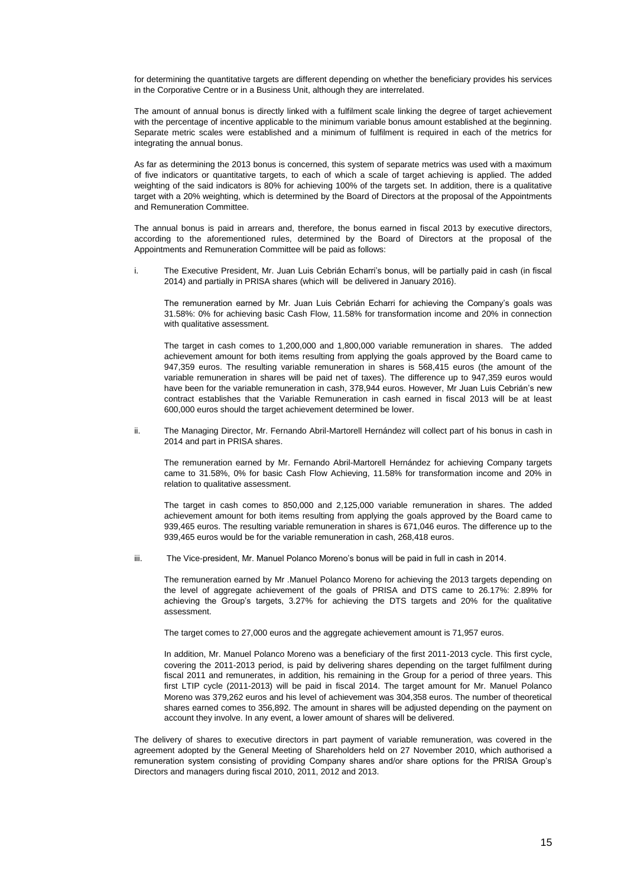for determining the quantitative targets are different depending on whether the beneficiary provides his services in the Corporative Centre or in a Business Unit, although they are interrelated.

The amount of annual bonus is directly linked with a fulfilment scale linking the degree of target achievement with the percentage of incentive applicable to the minimum variable bonus amount established at the beginning. Separate metric scales were established and a minimum of fulfilment is required in each of the metrics for integrating the annual bonus.

As far as determining the 2013 bonus is concerned, this system of separate metrics was used with a maximum of five indicators or quantitative targets, to each of which a scale of target achieving is applied. The added weighting of the said indicators is 80% for achieving 100% of the targets set. In addition, there is a qualitative target with a 20% weighting, which is determined by the Board of Directors at the proposal of the Appointments and Remuneration Committee.

The annual bonus is paid in arrears and, therefore, the bonus earned in fiscal 2013 by executive directors, according to the aforementioned rules, determined by the Board of Directors at the proposal of the Appointments and Remuneration Committee will be paid as follows:

i. The Executive President, Mr. Juan Luis Cebrián Echarri's bonus, will be partially paid in cash (in fiscal 2014) and partially in PRISA shares (which will be delivered in January 2016).

   The remuneration earned by Mr. Juan Luis Cebrián Echarri for achieving the Company's goals was 31.58%: 0% for achieving basic Cash Flow, 11.58% for transformation income and 20% in connection with qualitative assessment.

   The target in cash comes to 1,200,000 and 1,800,000 variable remuneration in shares. The added achievement amount for both items resulting from applying the goals approved by the Board came to 947,359 euros. The resulting variable remuneration in shares is 568,415 euros (the amount of the variable remuneration in shares will be paid net of taxes). The difference up to 947,359 euros would have been for the variable remuneration in cash, 378,944 euros. However, Mr Juan Luis Cebrián's new contract establishes that the Variable Remuneration in cash earned in fiscal 2013 will be at least 600,000 euros should the target achievement determined be lower.

ii. The Managing Director, Mr. Fernando Abril-Martorell Hernández will collect part of his bonus in cash in 2014 and part in PRISA shares.

   The remuneration earned by Mr. Fernando Abril-Martorell Hernández for achieving Company targets came to 31.58%, 0% for basic Cash Flow Achieving, 11.58% for transformation income and 20% in relation to qualitative assessment.

   The target in cash comes to 850,000 and 2,125,000 variable remuneration in shares. The added achievement amount for both items resulting from applying the goals approved by the Board came to 939,465 euros. The resulting variable remuneration in shares is 671,046 euros. The difference up to the 939,465 euros would be for the variable remuneration in cash, 268,418 euros.

iii. The Vice-president, Mr. Manuel Polanco Moreno's bonus will be paid in full in cash in 2014.

   The remuneration earned by Mr .Manuel Polanco Moreno for achieving the 2013 targets depending on the level of aggregate achievement of the goals of PRISA and DTS came to 26.17%: 2.89% for achieving the Group's targets, 3.27% for achieving the DTS targets and 20% for the qualitative assessment.

   The target comes to 27,000 euros and the aggregate achievement amount is 71,957 euros.

   In addition, Mr. Manuel Polanco Moreno was a beneficiary of the first 2011-2013 cycle. This first cycle, covering the 2011-2013 period, is paid by delivering shares depending on the target fulfilment during fiscal 2011 and remunerates, in addition, his remaining in the Group for a period of three years. This first LTIP cycle (2011-2013) will be paid in fiscal 2014. The target amount for Mr. Manuel Polanco Moreno was 379,262 euros and his level of achievement was 304,358 euros. The number of theoretical shares earned comes to 356,892. The amount in shares will be adjusted depending on the payment on account they involve. In any event, a lower amount of shares will be delivered.

The delivery of shares to executive directors in part payment of variable remuneration, was covered in the agreement adopted by the General Meeting of Shareholders held on 27 November 2010, which authorised a remuneration system consisting of providing Company shares and/or share options for the PRISA Group's Directors and managers during fiscal 2010, 2011, 2012 and 2013.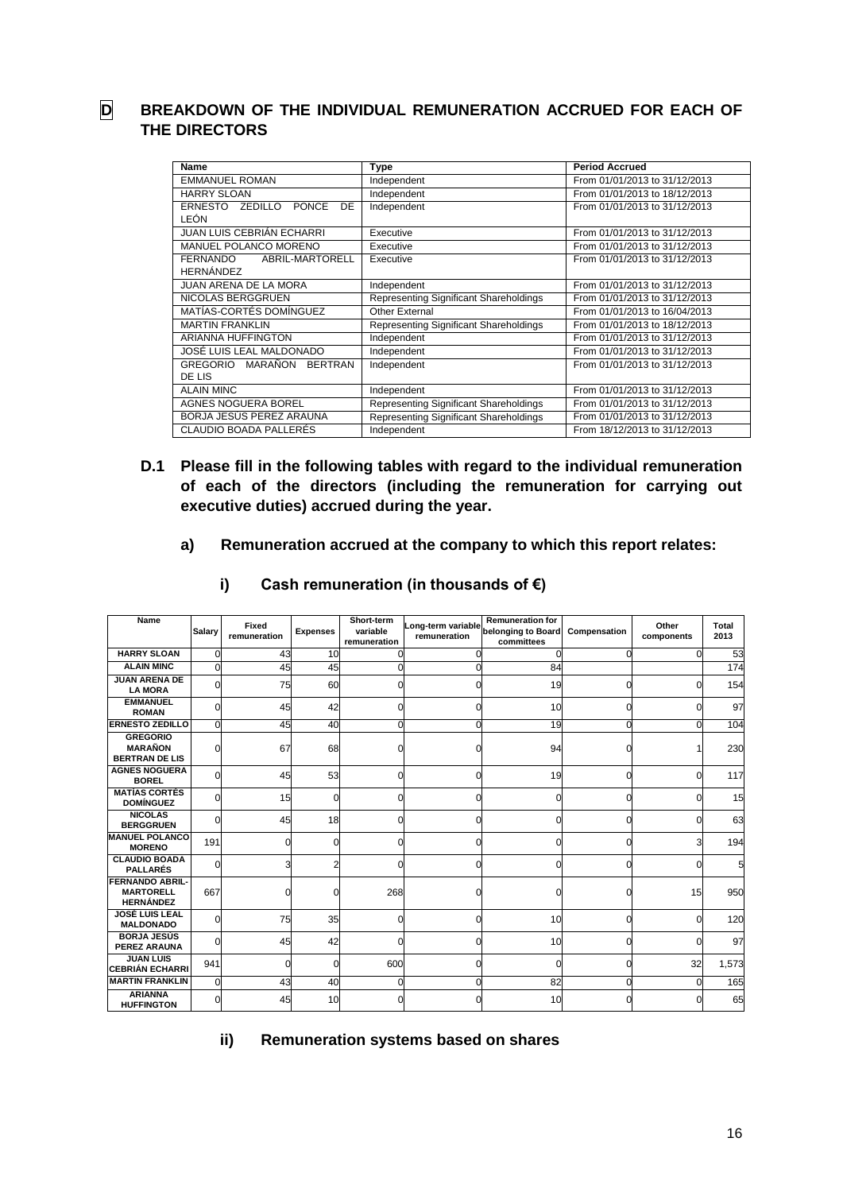## D BREAKDOWN OF THE INDIVIDUAL REMUNERATION ACCRUED FOR EACH OF THE DIRECTORS

| Name | Type | Period Accrued |
|---|---|---|
| EMMANUEL ROMAN | Independent | From 01/01/2013 to 31/12/2013 |
| HARRY SLOAN | Independent | From 01/01/2013 to 18/12/2013 |
| ERNESTO ZEDILLO PONCE DE LEÓN | Independent | From 01/01/2013 to 31/12/2013 |
| JUAN LUIS CEBRIÁN ECHARRI | Executive | From 01/01/2013 to 31/12/2013 |
| MANUEL POLANCO MORENO | Executive | From 01/01/2013 to 31/12/2013 |
| FERNANDO ABRIL-MARTORELL HERNÁNDEZ | Executive | From 01/01/2013 to 31/12/2013 |
| JUAN ARENA DE LA MORA | Independent | From 01/01/2013 to 31/12/2013 |
| NICOLAS BERGGRUEN | Representing Significant Shareholdings | From 01/01/2013 to 31/12/2013 |
| MATÍAS-CORTÉS DOMÍNGUEZ | Other External | From 01/01/2013 to 16/04/2013 |
| MARTIN FRANKLIN | Representing Significant Shareholdings | From 01/01/2013 to 18/12/2013 |
| ARIANNA HUFFINGTON | Independent | From 01/01/2013 to 31/12/2013 |
| JOSÉ LUIS LEAL MALDONADO | Independent | From 01/01/2013 to 31/12/2013 |
| GREGORIO MARAÑON BERTRAN DE LIS | Independent | From 01/01/2013 to 31/12/2013 |
| ALAIN MINC | Independent | From 01/01/2013 to 31/12/2013 |
| AGNES NOGUERA BOREL | Representing Significant Shareholdings | From 01/01/2013 to 31/12/2013 |
| BORJA JESÚS PEREZ ARAUNA | Representing Significant Shareholdings | From 01/01/2013 to 31/12/2013 |
| CLAUDIO BOADA PALLERÉS | Independent | From 18/12/2013 to 31/12/2013 |

### D.1 Please fill in the following tables with regard to the individual remuneration of each of the directors (including the remuneration for carrying out executive duties) accrued during the year.

#### a) Remuneration accrued at the company to which this report relates:

##### i) Cash remuneration (in thousands of €)

| Name | Salary | Fixed remuneration | Expenses | Short-term variable remuneration | Long-term variable remuneration | Remuneration for belonging to Board committees | Compensation | Other components | Total 2013 |
|---|---|---|---|---|---|---|---|---|---|
| HARRY SLOAN | 0 | 43 | 10 | 0 | 0 | 0 | 0 | 0 | 53 |
| ALAIN MINC | 0 | 45 | 45 | 0 | 0 | 84 | | | 174 |
| JUAN ARENA DE LA MORA | 0 | 75 | 60 | 0 | 0 | 19 | 0 | 0 | 154 |
| EMMANUEL ROMAN | 0 | 45 | 42 | 0 | 0 | 10 | 0 | 0 | 97 |
| ERNESTO ZEDILLO | 0 | 45 | 40 | 0 | 0 | 19 | 0 | 0 | 104 |
| GREGORIO MARAÑON BERTRAN DE LIS | 0 | 67 | 68 | 0 | 0 | 94 | 0 | 1 | 230 |
| AGNES NOGUERA BOREL | 0 | 45 | 53 | 0 | 0 | 19 | 0 | 0 | 117 |
| MATÍAS CORTÉS DOMÍNGUEZ | 0 | 15 | 0 | 0 | 0 | 0 | 0 | 0 | 15 |
| NICOLAS BERGGRUEN | 0 | 45 | 18 | 0 | 0 | 0 | 0 | 0 | 63 |
| MANUEL POLANCO MORENO | 191 | 0 | 0 | 0 | 0 | 0 | 0 | 3 | 194 |
| CLAUDIO BOADA PALLARÉS | 0 | 3 | 2 | 0 | 0 | 0 | 0 | 0 | 5 |
| FERNANDO ABRIL-MARTORELL HERNÁNDEZ | 667 | 0 | 0 | 268 | 0 | 0 | 0 | 15 | 950 |
| JOSÉ LUIS LEAL MALDONADO | 0 | 75 | 35 | 0 | 0 | 10 | 0 | 0 | 120 |
| BORJA JESÚS PEREZ ARAUNA | 0 | 45 | 42 | 0 | 0 | 10 | 0 | 0 | 97 |
| JUAN LUIS CEBRIÁN ECHARRI | 941 | 0 | 0 | 600 | 0 | 0 | 0 | 32 | 1,573 |
| MARTIN FRANKLIN | 0 | 43 | 40 | 0 | 0 | 82 | 0 | 0 | 165 |
| ARIANNA HUFFINGTON | 0 | 45 | 10 | 0 | 0 | 10 | 0 | 0 | 65 |

##### ii) Remuneration systems based on shares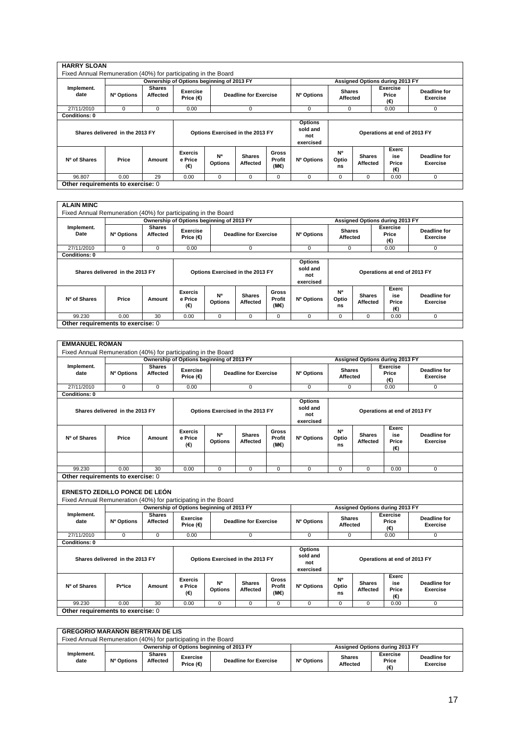**HARRY SLOAN**

Fixed Annual Remuneration (40%) for participating in the Board

| Implement. date | Ownership of Options beginning of 2013 FY | | | | Assigned Options during 2013 FY | | | |
|---|---|---|---|---|---|---|---|---|
| | Nº Options | Shares Affected | Exercise Price (€) | Deadline for Exercise | Nº Options | Shares Affected | Exercise Price (€) | Deadline for Exercise |
| 27/11/2010 | 0 | 0 | 0.00 | 0 | 0 | 0 | 0.00 | 0 |

Conditions: 0

| Shares delivered in the 2013 FY | | | Options Exercised in the 2013 FY | | | | Options sold and not exercised | Operations at end of 2013 FY | | | |
|---|---|---|---|---|---|---|---|---|---|---|---|
| Nº of Shares | Price | Amount | Exercise Price (€) | Nª Options | Shares Affected | Gross Profit (M€) | Nº Options | Nº Options | Shares Affected | Exercise Price (€) | Deadline for Exercise |
| 96.807 | 0.00 | 29 | 0.00 | 0 | 0 | 0 | 0 | 0 | 0 | 0.00 | 0 |

Other requirements to exercise: 0

**ALAIN MINC**

Fixed Annual Remuneration (40%) for participating in the Board

| Implement. Date | Ownership of Options beginning of 2013 FY | | | | Assigned Options during 2013 FY | | | |
|---|---|---|---|---|---|---|---|---|
| | Nº Options | Shares Affected | Exercise Price (€) | Deadline for Exercise | Nº Options | Shares Affected | Exercise Price (€) | Deadline for Exercise |
| 27/11/2010 | 0 | 0 | 0.00 | 0 | 0 | 0 | 0.00 | 0 |

Conditions: 0

| Shares delivered in the 2013 FY | | | Options Exercised in the 2013 FY | | | | Options sold and not exercised | Operations at end of 2013 FY | | | |
|---|---|---|---|---|---|---|---|---|---|---|---|
| Nº of Shares | Price | Amount | Exercise Price (€) | Nª Options | Shares Affected | Gross Profit (M€) | Nº Options | Nº Options | Shares Affected | Exercise Price (€) | Deadline for Exercise |
| 99.230 | 0.00 | 30 | 0.00 | 0 | 0 | 0 | 0 | 0 | 0 | 0.00 | 0 |

Other requirements to exercise: 0

**EMMANUEL ROMAN**

Fixed Annual Remuneration (40%) for participating in the Board

| Implement. date | Ownership of Options beginning of 2013 FY | | | | Assigned Options during 2013 FY | | | |
|---|---|---|---|---|---|---|---|---|
| | Nº Options | Shares Affected | Exercise Price (€) | Deadline for Exercise | Nº Options | Shares Affected | Exercise Price (€) | Deadline for Exercise |
| 27/11/2010 | 0 | 0 | 0.00 | 0 | 0 | 0 | 0.00 | 0 |

Conditions: 0

| Shares delivered in the 2013 FY | | | Options Exercised in the 2013 FY | | | | Options sold and not exercised | Operations at end of 2013 FY | | | |
|---|---|---|---|---|---|---|---|---|---|---|---|
| Nº of Shares | Price | Amount | Exercise Price (€) | Nª Options | Shares Affected | Gross Profit (M€) | Nº Options | Nº Options | Shares Affected | Exercise Price (€) | Deadline for Exercise |
| | | | | | | | | | | | |
| 99.230 | 0.00 | 30 | 0.00 | 0 | 0 | 0 | 0 | 0 | 0 | 0.00 | 0 |

Other requirements to exercise: 0

**ERNESTO ZEDILLO PONCE DE LEÓN**

Fixed Annual Remuneration (40%) for participating in the Board

| Implement. date | Ownership of Options beginning of 2013 FY | | | | Assigned Options during 2013 FY | | | |
|---|---|---|---|---|---|---|---|---|
| | Nº Options | Shares Affected | Exercise Price (€) | Deadline for Exercise | Nº Options | Shares Affected | Exercise Price (€) | Deadline for Exercise |
| 27/11/2010 | 0 | 0 | 0.00 | 0 | 0 | 0 | 0.00 | 0 |

Conditions: 0

| Shares delivered in the 2013 FY | | | Options Exercised in the 2013 FY | | | | Options sold and not exercised | Operations at end of 2013 FY | | | |
|---|---|---|---|---|---|---|---|---|---|---|---|
| Nº of Shares | Pr*ice | Amount | Exercise Price (€) | Nª Options | Shares Affected | Gross Profit (M€) | Nº Options | Nº Options | Shares Affected | Exercise Price (€) | Deadline for Exercise |
| 99.230 | 0.00 | 30 | 0.00 | 0 | 0 | 0 | 0 | 0 | 0 | 0.00 | 0 |

Other requirements to exercise: 0

**GREGORIO MARAÑON BERTRAN DE LIS**

Fixed Annual Remuneration (40%) for participating in the Board

| Implement. date | Ownership of Options beginning of 2013 FY | | | | Assigned Options during 2013 FY | | | |
|---|---|---|---|---|---|---|---|---|
| | Nº Options | Shares Affected | Exercise Price (€) | Deadline for Exercise | Nº Options | Shares Affected | Exercise Price (€) | Deadline for Exercise |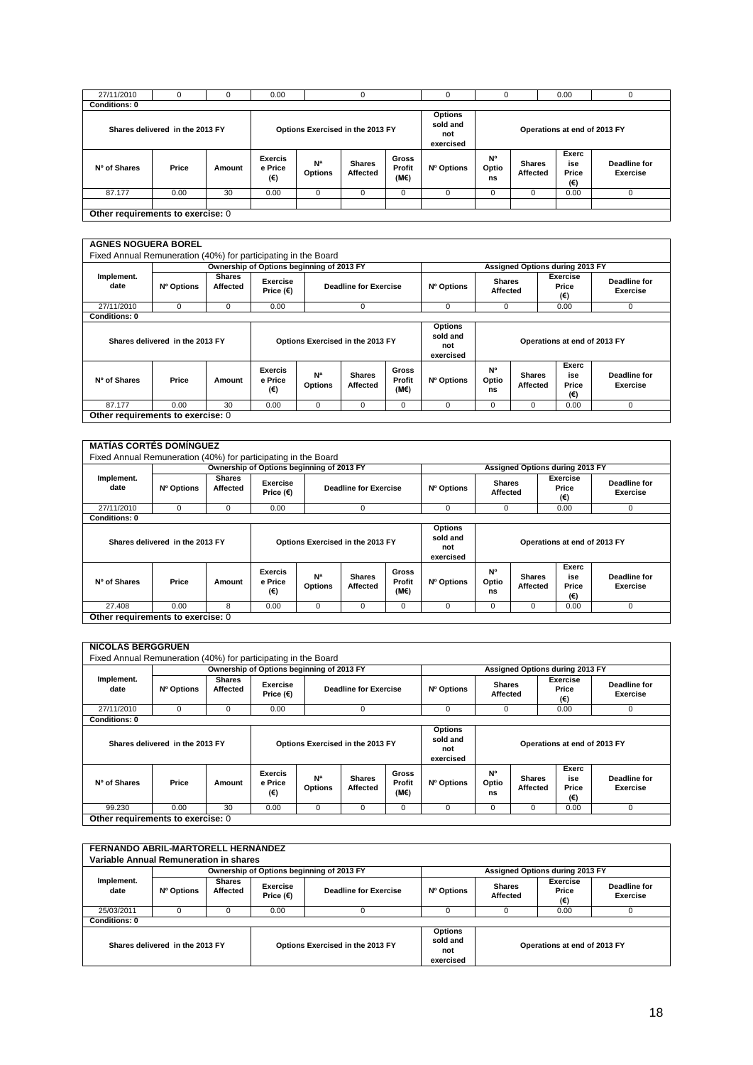| 27/11/2010 | 0 | 0 | 0.00 | 0 | | | 0 | 0 | | 0.00 | 0 |
|---|---|---|---|---|---|---|---|---|---|---|---|
| **Conditions: 0** | | | | | | | | | | | |
| **Shares delivered in the 2013 FY** | | | **Options Exercised in the 2013 FY** | | | | **Options sold and not exercised** | **Operations at end of 2013 FY** | | | |
| **Nº of Shares** | **Price** | **Amount** | **Exercise Price (€)** | **Nª Options** | **Shares Affected** | **Gross Profit (M€)** | **Nº Options** | **Nº Options** | **Shares Affected** | **Exercise Price (€)** | **Deadline for Exercise** |
| 87.177 | 0.00 | 30 | 0.00 | 0 | 0 | 0 | 0 | 0 | 0 | 0.00 | 0 |
| | | | | | | | | | | | |
| **Other requirements to exercise:** 0 | | | | | | | | | | | |

**AGNES NOGUERA BOREL**

Fixed Annual Remuneration (40%) for participating in the Board

| Implement. date | Ownership of Options beginning of 2013 FY | | | | Assigned Options during 2013 FY | | | |
|---|---|---|---|---|---|---|---|---|
| | **Nº Options** | **Shares Affected** | **Exercise Price (€)** | **Deadline for Exercise** | **Nº Options** | **Shares Affected** | **Exercise Price (€)** | **Deadline for Exercise** |
| 27/11/2010 | 0 | 0 | 0.00 | 0 | 0 | 0 | 0.00 | 0 |
| **Conditions: 0** | | | | | | | | |

| **Shares delivered in the 2013 FY** | | | **Options Exercised in the 2013 FY** | | | | **Options sold and not exercised** | **Operations at end of 2013 FY** | | | |
|---|---|---|---|---|---|---|---|---|---|---|---|
| **Nº of Shares** | **Price** | **Amount** | **Exercise Price (€)** | **Nª Options** | **Shares Affected** | **Gross Profit (M€)** | **Nº Options** | **Nº Options** | **Shares Affected** | **Exercise Price (€)** | **Deadline for Exercise** |
| 87.177 | 0.00 | 30 | 0.00 | 0 | 0 | 0 | 0 | 0 | 0 | 0.00 | 0 |
| **Other requirements to exercise:** 0 | | | | | | | | | | | |

**MATÍAS CORTÉS DOMÍNGUEZ**

Fixed Annual Remuneration (40%) for participating in the Board

| Implement. date | Ownership of Options beginning of 2013 FY | | | | Assigned Options during 2013 FY | | | |
|---|---|---|---|---|---|---|---|---|
| | **Nº Options** | **Shares Affected** | **Exercise Price (€)** | **Deadline for Exercise** | **Nº Options** | **Shares Affected** | **Exercise Price (€)** | **Deadline for Exercise** |
| 27/11/2010 | 0 | 0 | 0.00 | 0 | 0 | 0 | 0.00 | 0 |
| **Conditions: 0** | | | | | | | | |

| **Shares delivered in the 2013 FY** | | | **Options Exercised in the 2013 FY** | | | | **Options sold and not exercised** | **Operations at end of 2013 FY** | | | |
|---|---|---|---|---|---|---|---|---|---|---|---|
| **Nº of Shares** | **Price** | **Amount** | **Exercise Price (€)** | **Nª Options** | **Shares Affected** | **Gross Profit (M€)** | **Nº Options** | **Nº Options** | **Shares Affected** | **Exercise Price (€)** | **Deadline for Exercise** |
| 27.408 | 0.00 | 8 | 0.00 | 0 | 0 | 0 | 0 | 0 | 0 | 0.00 | 0 |
| **Other requirements to exercise:** 0 | | | | | | | | | | | |

**NICOLAS BERGGRUEN**

Fixed Annual Remuneration (40%) for participating in the Board

| Implement. date | Ownership of Options beginning of 2013 FY | | | | Assigned Options during 2013 FY | | | |
|---|---|---|---|---|---|---|---|---|
| | **Nº Options** | **Shares Affected** | **Exercise Price (€)** | **Deadline for Exercise** | **Nº Options** | **Shares Affected** | **Exercise Price (€)** | **Deadline for Exercise** |
| 27/11/2010 | 0 | 0 | 0.00 | 0 | 0 | 0 | 0.00 | 0 |
| **Conditions: 0** | | | | | | | | |

| **Shares delivered in the 2013 FY** | | | **Options Exercised in the 2013 FY** | | | | **Options sold and not exercised** | **Operations at end of 2013 FY** | | | |
|---|---|---|---|---|---|---|---|---|---|---|---|
| **Nº of Shares** | **Price** | **Amount** | **Exercise Price (€)** | **Nª Options** | **Shares Affected** | **Gross Profit (M€)** | **Nº Options** | **Nº Options** | **Shares Affected** | **Exercise Price (€)** | **Deadline for Exercise** |
| 99.230 | 0.00 | 30 | 0.00 | 0 | 0 | 0 | 0 | 0 | 0 | 0.00 | 0 |
| **Other requirements to exercise:** 0 | | | | | | | | | | | |

**FERNANDO ABRIL-MARTORELL HERNÁNDEZ**

**Variable Annual Remuneration in shares**

| Implement. date | Ownership of Options beginning of 2013 FY | | | | Assigned Options during 2013 FY | | | |
|---|---|---|---|---|---|---|---|---|
| | **Nº Options** | **Shares Affected** | **Exercise Price (€)** | **Deadline for Exercise** | **Nº Options** | **Shares Affected** | **Exercise Price (€)** | **Deadline for Exercise** |
| 25/03/2011 | 0 | 0 | 0.00 | 0 | 0 | 0 | 0.00 | 0 |
| **Conditions: 0** | | | | | | | | |

| **Shares delivered in the 2013 FY** | **Options Exercised in the 2013 FY** | **Options sold and not exercised** | **Operations at end of 2013 FY** |
|---|---|---|---|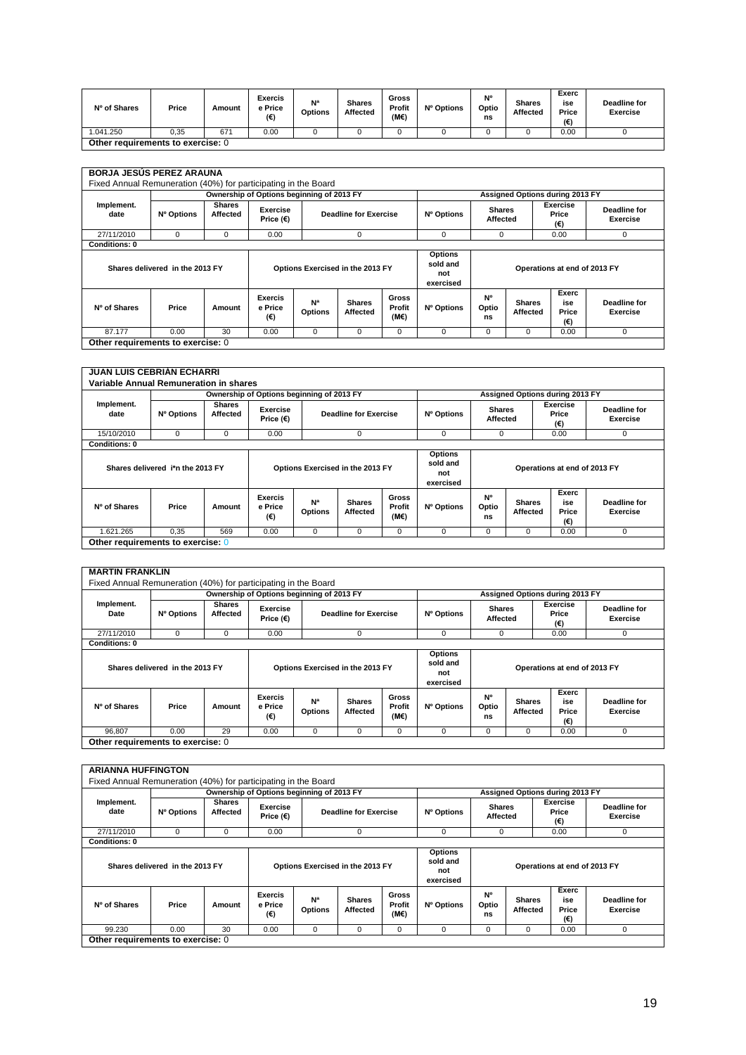| Nº of Shares | Price | Amount | Exercise Price (€) | Nª Options | Shares Affected | Gross Profit (M€) | Nº Options | Nº Options | Shares Affected | Exercise Price (€) | Deadline for Exercise |
|---|---|---|---|---|---|---|---|---|---|---|---|
| 1.041.250 | 0,35 | 671 | 0.00 | 0 | 0 | 0 | 0 | 0 | 0 | 0.00 | 0 |
| **Other requirements to exercise:** 0 | | | | | | | | | | | |

**BORJA JESÚS PEREZ ARAUNA**

Fixed Annual Remuneration (40%) for participating in the Board

| | Ownership of Options beginning of 2013 FY | | | | Assigned Options during 2013 FY | | | |
|---|---|---|---|---|---|---|---|---|
| Implement. date | Nº Options | Shares Affected | Exercise Price (€) | Deadline for Exercise | Nº Options | Shares Affected | Exercise Price (€) | Deadline for Exercise |
| 27/11/2010 | 0 | 0 | 0.00 | 0 | 0 | 0 | 0.00 | 0 |
| **Conditions: 0** | | | | | | | | |

| Shares delivered in the 2013 FY | | | Options Exercised in the 2013 FY | | | | Options sold and not exercised | Operations at end of 2013 FY | | | |
|---|---|---|---|---|---|---|---|---|---|---|---|
| Nº of Shares | Price | Amount | Exercise Price (€) | Nª Options | Shares Affected | Gross Profit (M€) | Nº Options | Nº Options | Shares Affected | Exercise Price (€) | Deadline for Exercise |
| 87.177 | 0.00 | 30 | 0.00 | 0 | 0 | 0 | 0 | 0 | 0 | 0.00 | 0 |
| **Other requirements to exercise:** 0 | | | | | | | | | | | |

**JUAN LUIS CEBRIÁN ECHARRI**

**Variable Annual Remuneration in shares**

| | Ownership of Options beginning of 2013 FY | | | | Assigned Options during 2013 FY | | | |
|---|---|---|---|---|---|---|---|---|
| Implement. date | Nº Options | Shares Affected | Exercise Price (€) | Deadline for Exercise | Nº Options | Shares Affected | Exercise Price (€) | Deadline for Exercise |
| 15/10/2010 | 0 | 0 | 0.00 | 0 | 0 | 0 | 0.00 | 0 |
| **Conditions: 0** | | | | | | | | |

| Shares delivered i*n the 2013 FY | | | Options Exercised in the 2013 FY | | | | Options sold and not exercised | Operations at end of 2013 FY | | | |
|---|---|---|---|---|---|---|---|---|---|---|---|
| Nº of Shares | Price | Amount | Exercise Price (€) | Nª Options | Shares Affected | Gross Profit (M€) | Nº Options | Nº Options | Shares Affected | Exercise Price (€) | Deadline for Exercise |
| 1.621.265 | 0,35 | 569 | 0.00 | 0 | 0 | 0 | 0 | 0 | 0 | 0.00 | 0 |
| **Other requirements to exercise:** 0 | | | | | | | | | | | |

**MARTIN FRANKLIN**

Fixed Annual Remuneration (40%) for participating in the Board

| | Ownership of Options beginning of 2013 FY | | | | Assigned Options during 2013 FY | | | |
|---|---|---|---|---|---|---|---|---|
| Implement. Date | Nº Options | Shares Affected | Exercise Price (€) | Deadline for Exercise | Nº Options | Shares Affected | Exercise Price (€) | Deadline for Exercise |
| 27/11/2010 | 0 | 0 | 0.00 | 0 | 0 | 0 | 0.00 | 0 |
| **Conditions: 0** | | | | | | | | |

| Shares delivered in the 2013 FY | | | Options Exercised in the 2013 FY | | | | Options sold and not exercised | Operations at end of 2013 FY | | | |
|---|---|---|---|---|---|---|---|---|---|---|---|
| Nº of Shares | Price | Amount | Exercise Price (€) | Nª Options | Shares Affected | Gross Profit (M€) | Nº Options | Nº Options | Shares Affected | Exercise Price (€) | Deadline for Exercise |
| 96,807 | 0.00 | 29 | 0.00 | 0 | 0 | 0 | 0 | 0 | 0 | 0.00 | 0 |
| **Other requirements to exercise:** 0 | | | | | | | | | | | |

**ARIANNA HUFFINGTON**

Fixed Annual Remuneration (40%) for participating in the Board

| | Ownership of Options beginning of 2013 FY | | | | Assigned Options during 2013 FY | | | |
|---|---|---|---|---|---|---|---|---|
| Implement. date | Nº Options | Shares Affected | Exercise Price (€) | Deadline for Exercise | Nº Options | Shares Affected | Exercise Price (€) | Deadline for Exercise |
| 27/11/2010 | 0 | 0 | 0.00 | 0 | 0 | 0 | 0.00 | 0 |
| **Conditions: 0** | | | | | | | | |

| Shares delivered in the 2013 FY | | | Options Exercised in the 2013 FY | | | | Options sold and not exercised | Operations at end of 2013 FY | | | |
|---|---|---|---|---|---|---|---|---|---|---|---|
| Nº of Shares | Price | Amount | Exercise Price (€) | Nª Options | Shares Affected | Gross Profit (M€) | Nº Options | Nº Options | Shares Affected | Exercise Price (€) | Deadline for Exercise |
| 99.230 | 0.00 | 30 | 0.00 | 0 | 0 | 0 | 0 | 0 | 0 | 0.00 | 0 |
| **Other requirements to exercise:** 0 | | | | | | | | | | | |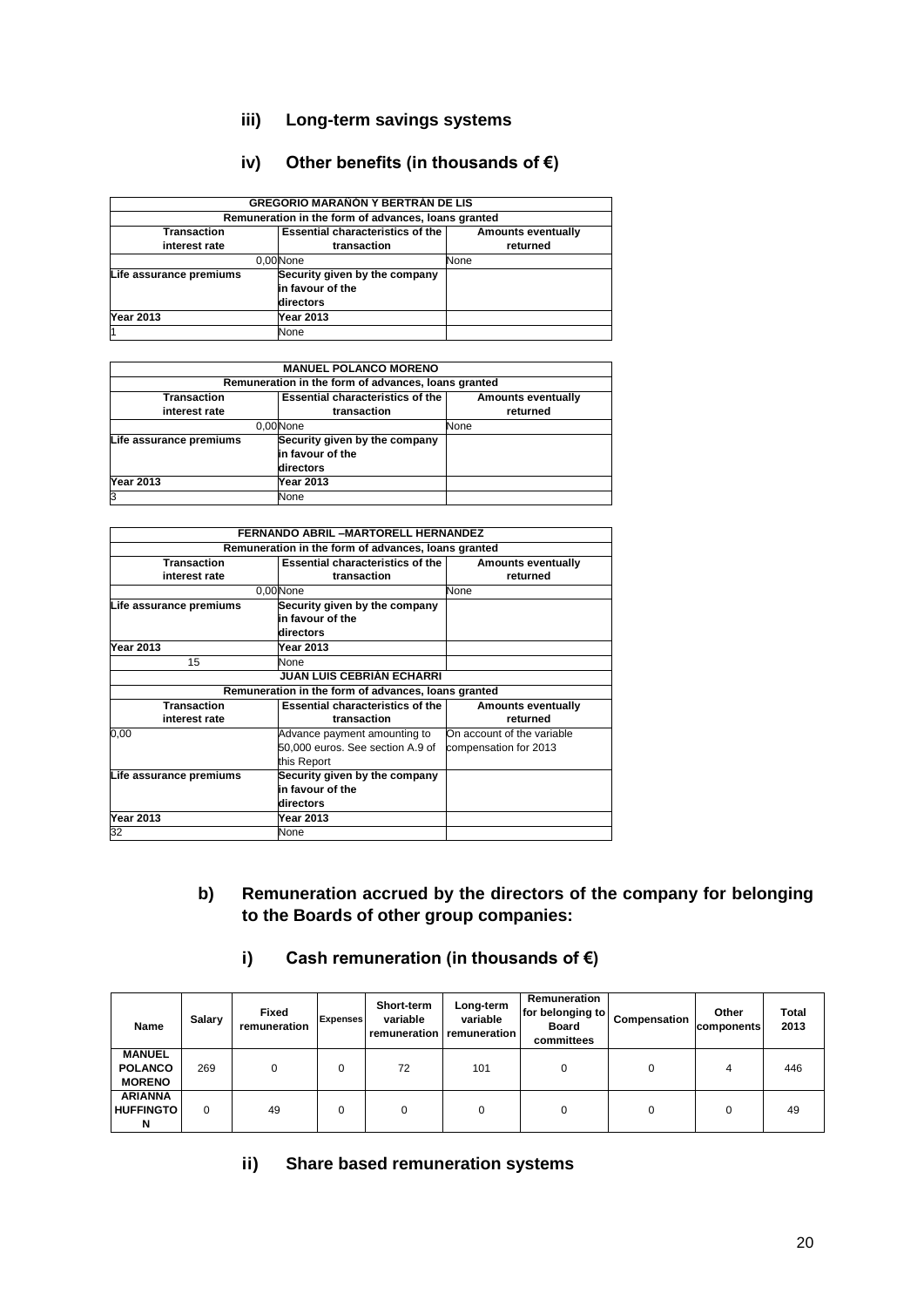### iii) Long-term savings systems

### iv) Other benefits (in thousands of €)

| GREGORIO MARAÑÓN Y BERTRÁN DE LIS | | |
|---|---|---|
| Remuneration in the form of advances, loans granted | | |
| **Transaction interest rate** | **Essential characteristics of the transaction** | **Amounts eventually returned** |
| 0,00 | None | None |
| **Life assurance premiums** | **Security given by the company in favour of the directors** | |
| **Year 2013** | **Year 2013** | |
| 1 | None | |

| MANUEL POLANCO MORENO | | |
|---|---|---|
| Remuneration in the form of advances, loans granted | | |
| **Transaction interest rate** | **Essential characteristics of the transaction** | **Amounts eventually returned** |
| 0,00 | None | None |
| **Life assurance premiums** | **Security given by the company in favour of the directors** | |
| **Year 2013** | **Year 2013** | |
| 3 | None | |

| FERNANDO ABRIL –MARTORELL HERNÁNDEZ | | |
|---|---|---|
| Remuneration in the form of advances, loans granted | | |
| **Transaction interest rate** | **Essential characteristics of the transaction** | **Amounts eventually returned** |
| 0,00 | None | None |
| **Life assurance premiums** | **Security given by the company in favour of the directors** | |
| **Year 2013** | **Year 2013** | |
| 15 | None | |
| **JUAN LUIS CEBRIÁN ECHARRI** | | |
| Remuneration in the form of advances, loans granted | | |
| **Transaction interest rate** | **Essential characteristics of the transaction** | **Amounts eventually returned** |
| 0,00 | Advance payment amounting to 50,000 euros. See section A.9 of this Report | On account of the variable compensation for 2013 |
| **Life assurance premiums** | **Security given by the company in favour of the directors** | |
| **Year 2013** | **Year 2013** | |
| 32 | None | |

### b) Remuneration accrued by the directors of the company for belonging to the Boards of other group companies:

### i) Cash remuneration (in thousands of €)

| Name | Salary | Fixed remuneration | Expenses | Short-term variable remuneration | Long-term variable remuneration | Remuneration for belonging to Board committees | Compensation | Other components | Total 2013 |
|---|---|---|---|---|---|---|---|---|---|
| **MANUEL POLANCO MORENO** | 269 | 0 | 0 | 72 | 101 | 0 | 0 | 4 | 446 |
| **ARIANNA HUFFINGTON** | 0 | 49 | 0 | 0 | 0 | 0 | 0 | 0 | 49 |

### ii) Share based remuneration systems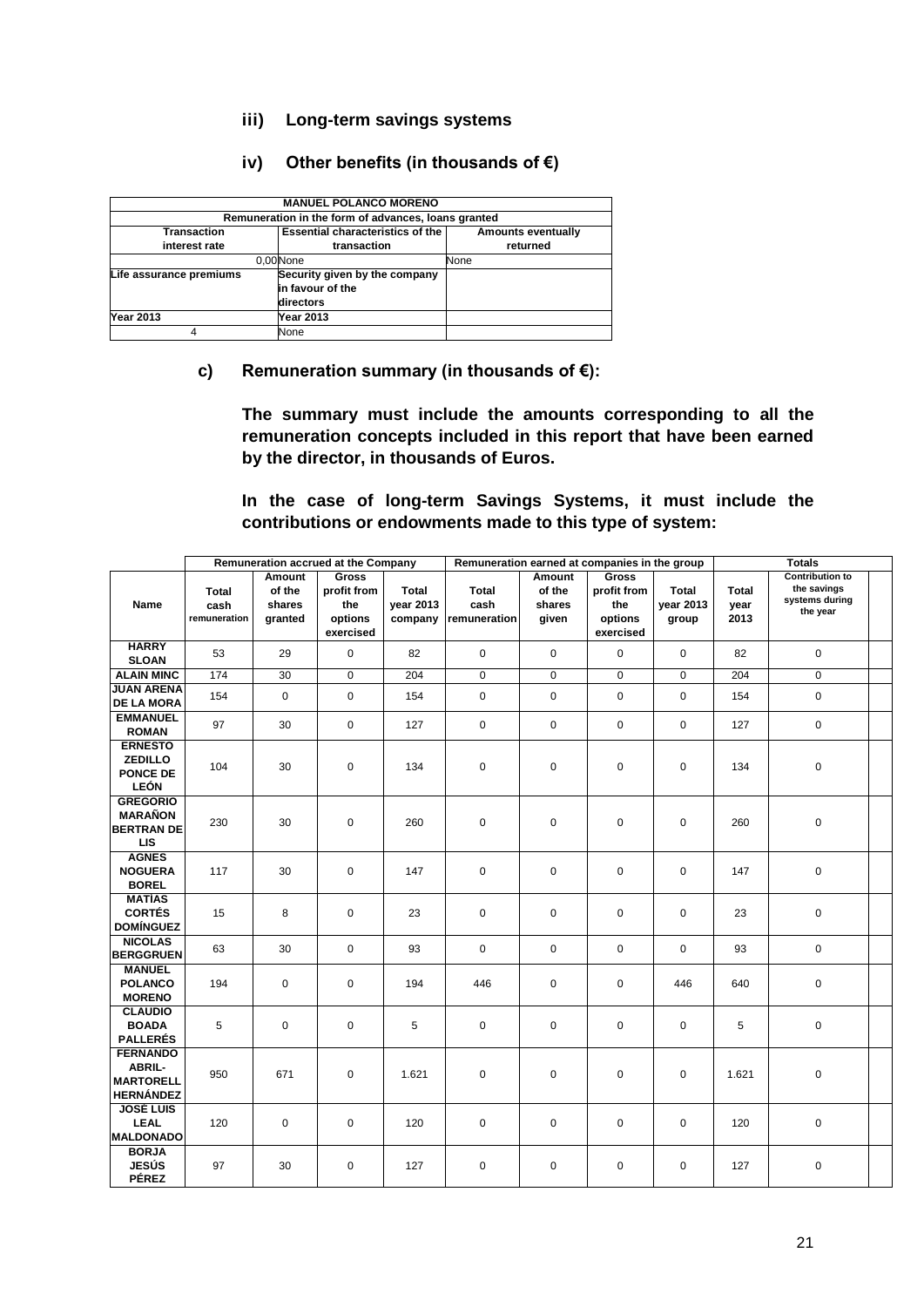### iii) Long-term savings systems

### iv) Other benefits (in thousands of €)

| MANUEL POLANCO MORENO | | |
|---|---|---|
| Remuneration in the form of advances, loans granted | | |
| Transaction interest rate | Essential characteristics of the transaction | Amounts eventually returned |
| 0,00 | None | None |
| Life assurance premiums | Security given by the company in favour of the directors | |
| Year 2013 | Year 2013 | |
| 4 | None | |

### c) Remuneration summary (in thousands of €):

**The summary must include the amounts corresponding to all the remuneration concepts included in this report that have been earned by the director, in thousands of Euros.**

**In the case of long-term Savings Systems, it must include the contributions or endowments made to this type of system:**

| | Remuneration accrued at the Company | | | | Remuneration earned at companies in the group | | | | Totals | |
|---|---|---|---|---|---|---|---|---|---|---|
| Name | Total cash remuneration | Amount of the shares granted | Gross profit from the options exercised | Total year 2013 company | Total cash remuneration | Amount of the shares given | Gross profit from the options exercised | Total year 2013 group | Total year 2013 | Contribution to the savings systems during the year |
| HARRY SLOAN | 53 | 29 | 0 | 82 | 0 | 0 | 0 | 0 | 82 | 0 |
| ALAIN MINC | 174 | 30 | 0 | 204 | 0 | 0 | 0 | 0 | 204 | 0 |
| JUAN ARENA DE LA MORA | 154 | 0 | 0 | 154 | 0 | 0 | 0 | 0 | 154 | 0 |
| EMMANUEL ROMAN | 97 | 30 | 0 | 127 | 0 | 0 | 0 | 0 | 127 | 0 |
| ERNESTO ZEDILLO PONCE DE LEÓN | 104 | 30 | 0 | 134 | 0 | 0 | 0 | 0 | 134 | 0 |
| GREGORIO MARAÑON BERTRAN DE LIS | 230 | 30 | 0 | 260 | 0 | 0 | 0 | 0 | 260 | 0 |
| AGNES NOGUERA BOREL | 117 | 30 | 0 | 147 | 0 | 0 | 0 | 0 | 147 | 0 |
| MATÍAS CORTÉS DOMÍNGUEZ | 15 | 8 | 0 | 23 | 0 | 0 | 0 | 0 | 23 | 0 |
| NICOLAS BERGGRUEN | 63 | 30 | 0 | 93 | 0 | 0 | 0 | 0 | 93 | 0 |
| MANUEL POLANCO MORENO | 194 | 0 | 0 | 194 | 446 | 0 | 0 | 446 | 640 | 0 |
| CLAUDIO BOADA PALLERÉS | 5 | 0 | 0 | 5 | 0 | 0 | 0 | 0 | 5 | 0 |
| FERNANDO ABRIL-MARTORELL HERNÁNDEZ | 950 | 671 | 0 | 1.621 | 0 | 0 | 0 | 0 | 1.621 | 0 |
| JOSÉ LUIS LEAL MALDONADO | 120 | 0 | 0 | 120 | 0 | 0 | 0 | 0 | 120 | 0 |
| BORJA JESÚS PÉREZ | 97 | 30 | 0 | 127 | 0 | 0 | 0 | 0 | 127 | 0 |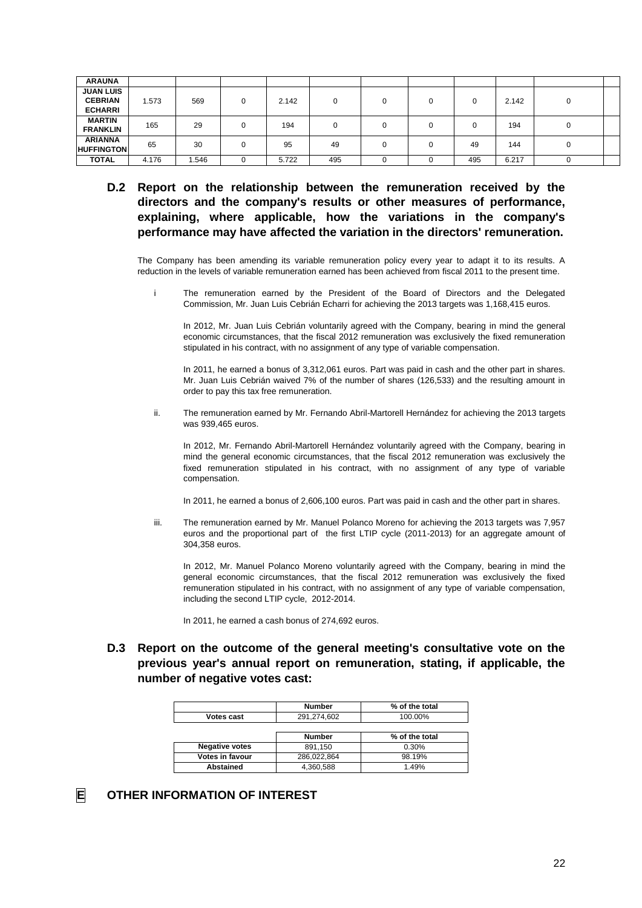| ARAUNA | | | | | | | | | | | |
|---|---|---|---|---|---|---|---|---|---|---|---|
| JUAN LUIS CEBRIAN ECHARRI | 1.573 | 569 | 0 | 2.142 | 0 | 0 | 0 | 0 | 2.142 | 0 | |
| MARTIN FRANKLIN | 165 | 29 | 0 | 194 | 0 | 0 | 0 | 0 | 194 | 0 | |
| ARIANNA HUFFINGTON | 65 | 30 | 0 | 95 | 49 | 0 | 0 | 49 | 144 | 0 | |
| TOTAL | 4.176 | 1.546 | 0 | 5.722 | 495 | 0 | 0 | 495 | 6.217 | 0 | |

## D.2 Report on the relationship between the remuneration received by the directors and the company's results or other measures of performance, explaining, where applicable, how the variations in the company's performance may have affected the variation in the directors' remuneration.

The Company has been amending its variable remuneration policy every year to adapt it to its results. A reduction in the levels of variable remuneration earned has been achieved from fiscal 2011 to the present time.

i. The remuneration earned by the President of the Board of Directors and the Delegated Commission, Mr. Juan Luis Cebrián Echarri for achieving the 2013 targets was 1,168,415 euros.

   In 2012, Mr. Juan Luis Cebrián voluntarily agreed with the Company, bearing in mind the general economic circumstances, that the fiscal 2012 remuneration was exclusively the fixed remuneration stipulated in his contract, with no assignment of any type of variable compensation.

   In 2011, he earned a bonus of 3,312,061 euros. Part was paid in cash and the other part in shares. Mr. Juan Luis Cebrián waived 7% of the number of shares (126,533) and the resulting amount in order to pay this tax free remuneration.

ii. The remuneration earned by Mr. Fernando Abril-Martorell Hernández for achieving the 2013 targets was 939,465 euros.

   In 2012, Mr. Fernando Abril-Martorell Hernández voluntarily agreed with the Company, bearing in mind the general economic circumstances, that the fiscal 2012 remuneration was exclusively the fixed remuneration stipulated in his contract, with no assignment of any type of variable compensation.

   In 2011, he earned a bonus of 2,606,100 euros. Part was paid in cash and the other part in shares.

iii. The remuneration earned by Mr. Manuel Polanco Moreno for achieving the 2013 targets was 7,957 euros and the proportional part of the first LTIP cycle (2011-2013) for an aggregate amount of 304,358 euros.

   In 2012, Mr. Manuel Polanco Moreno voluntarily agreed with the Company, bearing in mind the general economic circumstances, that the fiscal 2012 remuneration was exclusively the fixed remuneration stipulated in his contract, with no assignment of any type of variable compensation, including the second LTIP cycle, 2012-2014.

   In 2011, he earned a cash bonus of 274,692 euros.

## D.3 Report on the outcome of the general meeting's consultative vote on the previous year's annual report on remuneration, stating, if applicable, the number of negative votes cast:

| | Number | % of the total |
|---|---|---|
| Votes cast | 291,274,602 | 100.00% |

| | Number | % of the total |
|---|---|---|
| Negative votes | 891,150 | 0.30% |
| Votes in favour | 286,022,864 | 98.19% |
| Abstained | 4,360,588 | 1.49% |

# E OTHER INFORMATION OF INTEREST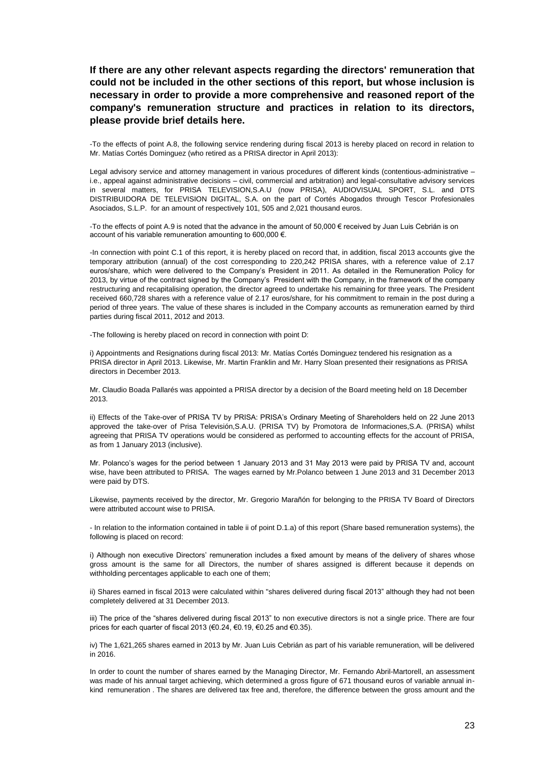**If there are any other relevant aspects regarding the directors' remuneration that could not be included in the other sections of this report, but whose inclusion is necessary in order to provide a more comprehensive and reasoned report of the company's remuneration structure and practices in relation to its directors, please provide brief details here.**

-To the effects of point A.8, the following service rendering during fiscal 2013 is hereby placed on record in relation to Mr. Matías Cortés Dominguez (who retired as a PRISA director in April 2013):

Legal advisory service and attorney management in various procedures of different kinds (contentious-administrative – i.e., appeal against administrative decisions – civil, commercial and arbitration) and legal-consultative advisory services in several matters, for PRISA TELEVISION,S.A.U (now PRISA), AUDIOVISUAL SPORT, S.L. and DTS DISTRIBUIDORA DE TELEVISION DIGITAL, S.A. on the part of Cortés Abogados through Tescor Profesionales Asociados, S.L.P. for an amount of respectively 101, 505 and 2,021 thousand euros.

-To the effects of point A.9 is noted that the advance in the amount of 50,000 € received by Juan Luis Cebrián is on account of his variable remuneration amounting to 600,000 €.

-In connection with point C.1 of this report, it is hereby placed on record that, in addition, fiscal 2013 accounts give the temporary attribution (annual) of the cost corresponding to 220,242 PRISA shares, with a reference value of 2.17 euros/share, which were delivered to the Company's President in 2011. As detailed in the Remuneration Policy for 2013, by virtue of the contract signed by the Company's President with the Company, in the framework of the company restructuring and recapitalising operation, the director agreed to undertake his remaining for three years. The President received 660,728 shares with a reference value of 2.17 euros/share, for his commitment to remain in the post during a period of three years. The value of these shares is included in the Company accounts as remuneration earned by third parties during fiscal 2011, 2012 and 2013.

-The following is hereby placed on record in connection with point D:

i) Appointments and Resignations during fiscal 2013: Mr. Matías Cortés Dominguez tendered his resignation as a PRISA director in April 2013. Likewise, Mr. Martin Franklin and Mr. Harry Sloan presented their resignations as PRISA directors in December 2013.

Mr. Claudio Boada Pallarés was appointed a PRISA director by a decision of the Board meeting held on 18 December 2013.

ii) Effects of the Take-over of PRISA TV by PRISA: PRISA's Ordinary Meeting of Shareholders held on 22 June 2013 approved the take-over of Prisa Televisión,S.A.U. (PRISA TV) by Promotora de Informaciones,S.A. (PRISA) whilst agreeing that PRISA TV operations would be considered as performed to accounting effects for the account of PRISA, as from 1 January 2013 (inclusive).

Mr. Polanco's wages for the period between 1 January 2013 and 31 May 2013 were paid by PRISA TV and, account wise, have been attributed to PRISA. The wages earned by Mr.Polanco between 1 June 2013 and 31 December 2013 were paid by DTS.

Likewise, payments received by the director, Mr. Gregorio Marañón for belonging to the PRISA TV Board of Directors were attributed account wise to PRISA.

- In relation to the information contained in table ii of point D.1.a) of this report (Share based remuneration systems), the following is placed on record:

i) Although non executive Directors' remuneration includes a fixed amount by means of the delivery of shares whose gross amount is the same for all Directors, the number of shares assigned is different because it depends on withholding percentages applicable to each one of them;

ii) Shares earned in fiscal 2013 were calculated within "shares delivered during fiscal 2013" although they had not been completely delivered at 31 December 2013.

iii) The price of the "shares delivered during fiscal 2013" to non executive directors is not a single price. There are four prices for each quarter of fiscal 2013 (€0.24, €0.19, €0.25 and €0.35).

iv) The 1,621,265 shares earned in 2013 by Mr. Juan Luis Cebrián as part of his variable remuneration, will be delivered in 2016.

In order to count the number of shares earned by the Managing Director, Mr. Fernando Abril-Martorell, an assessment was made of his annual target achieving, which determined a gross figure of 671 thousand euros of variable annual in-kind remuneration . The shares are delivered tax free and, therefore, the difference between the gross amount and the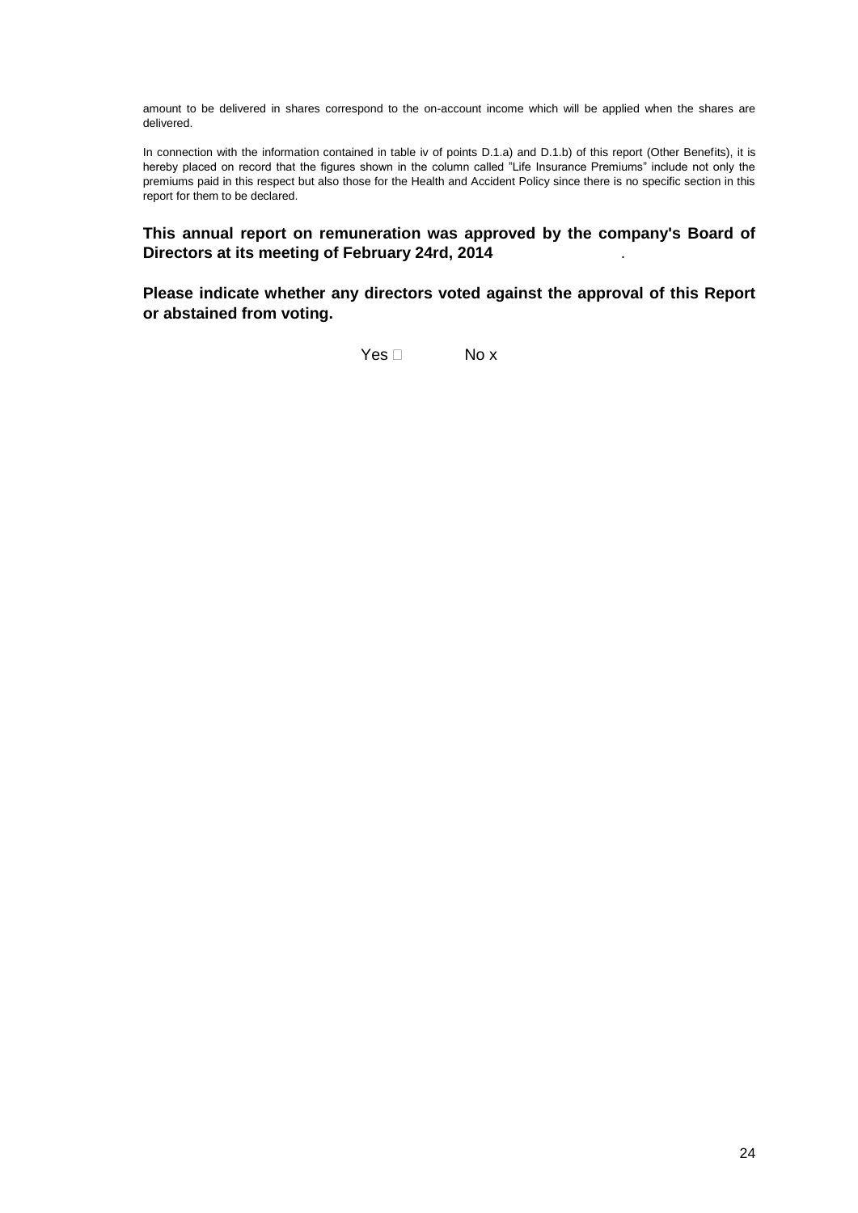amount to be delivered in shares correspond to the on-account income which will be applied when the shares are delivered.

In connection with the information contained in table iv of points D.1.a) and D.1.b) of this report (Other Benefits), it is hereby placed on record that the figures shown in the column called "Life Insurance Premiums" include not only the premiums paid in this respect but also those for the Health and Accident Policy since there is no specific section in this report for them to be declared.

**This annual report on remuneration was approved by the company's Board of Directors at its meeting of February 24rd, 2014** .

**Please indicate whether any directors voted against the approval of this Report or abstained from voting.**

Yes ☐ No x